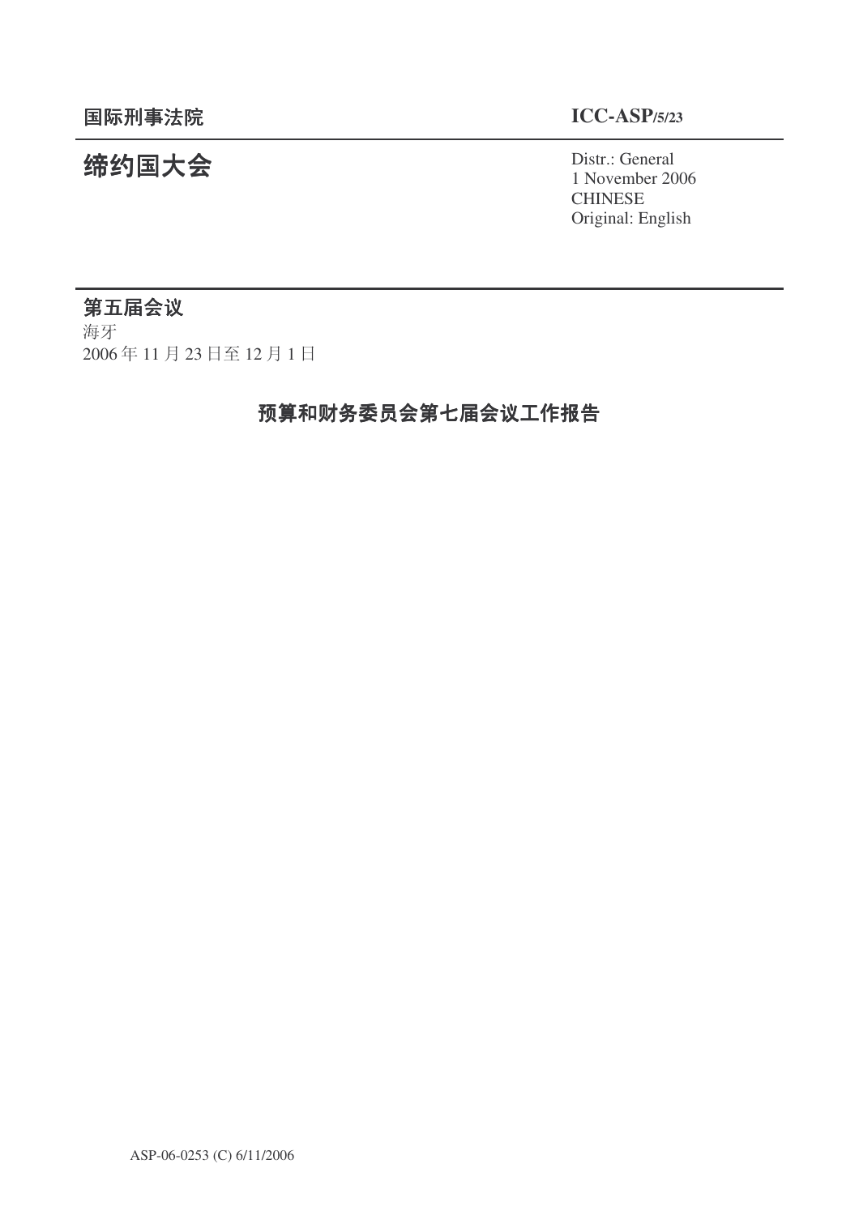**国际刑事法院** **ICC-ASP/5/23**

# 缔约国大会

Distr.: General
1 November 2006
CHINESE
Original: English

**第五届会议**
海牙
2006 年 11 月 23 日至 12 月 1 日

## 预算和财务委员会第七届会议工作报告

ASP-06-0253 (C) 6/11/2006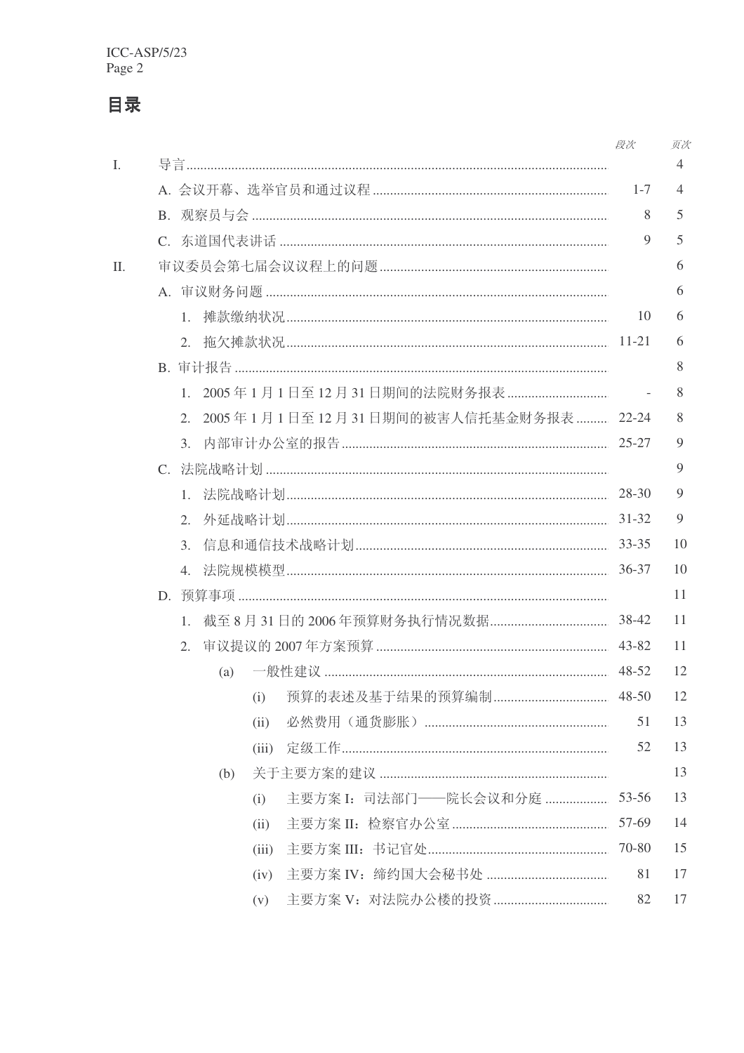# 目录

| | | 段次 | 页次 |
|---|---|---|---|
| I. | 导言 | | 4 |
| | A. 会议开幕、选举官员和通过议程 | 1-7 | 4 |
| | B. 观察员与会 | 8 | 5 |
| | C. 东道国代表讲话 | 9 | 5 |
| II. | 审议委员会第七届会议议程上的问题 | | 6 |
| | A. 审议财务问题 | | 6 |
| | 1. 摊款缴纳状况 | 10 | 6 |
| | 2. 拖欠摊款状况 | 11-21 | 6 |
| | B. 审计报告 | | 8 |
| | 1. 2005 年 1 月 1 日至 12 月 31 日期间的法院财务报表 | - | 8 |
| | 2. 2005 年 1 月 1 日至 12 月 31 日期间的被害人信托基金财务报表 | 22-24 | 8 |
| | 3. 内部审计办公室的报告 | 25-27 | 9 |
| | C. 法院战略计划 | | 9 |
| | 1. 法院战略计划 | 28-30 | 9 |
| | 2. 外延战略计划 | 31-32 | 9 |
| | 3. 信息和通信技术战略计划 | 33-35 | 10 |
| | 4. 法院规模模型 | 36-37 | 10 |
| | D. 预算事项 | | 11 |
| | 1. 截至 8 月 31 日的 2006 年预算财务执行情况数据 | 38-42 | 11 |
| | 2. 审议提议的 2007 年方案预算 | 43-82 | 11 |
| | (a) 一般性建议 | 48-52 | 12 |
| | (i) 预算的表述及基于结果的预算编制 | 48-50 | 12 |
| | (ii) 必然费用（通货膨胀） | 51 | 13 |
| | (iii) 定级工作 | 52 | 13 |
| | (b) 关于主要方案的建议 | | 13 |
| | (i) 主要方案 I：司法部门——院长会议和分庭 | 53-56 | 13 |
| | (ii) 主要方案 II：检察官办公室 | 57-69 | 14 |
| | (iii) 主要方案 III：书记官处 | 70-80 | 15 |
| | (iv) 主要方案 IV：缔约国大会秘书处 | 81 | 17 |
| | (v) 主要方案 V：对法院办公楼的投资 | 82 | 17 |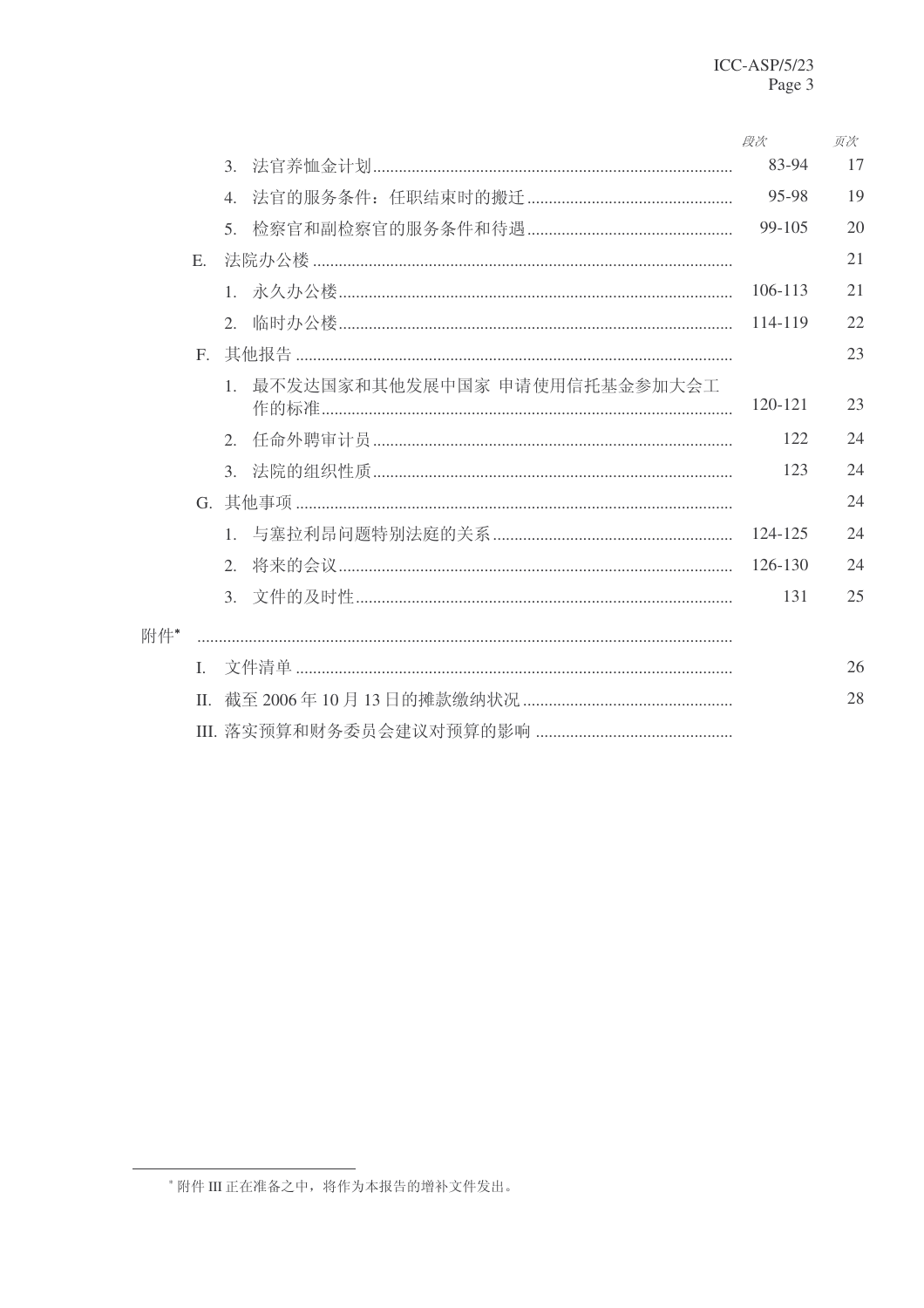| | 段次 | 页次 |
|---|---|---|
| 3. 法官养恤金计划 | 83-94 | 17 |
| 4. 法官的服务条件：任职结束时的搬迁 | 95-98 | 19 |
| 5. 检察官和副检察官的服务条件和待遇 | 99-105 | 20 |
| E. 法院办公楼 | | 21 |
| 1. 永久办公楼 | 106-113 | 21 |
| 2. 临时办公楼 | 114-119 | 22 |
| F. 其他报告 | | 23 |
| 1. 最不发达国家和其他发展中国家 申请使用信托基金参加大会工作的标准 | 120-121 | 23 |
| 2. 任命外聘审计员 | 122 | 24 |
| 3. 法院的组织性质 | 123 | 24 |
| G. 其他事项 | | 24 |
| 1. 与塞拉利昂问题特别法庭的关系 | 124-125 | 24 |
| 2. 将来的会议 | 126-130 | 24 |
| 3. 文件的及时性 | 131 | 25 |
| 附件* | | |
| I. 文件清单 | | 26 |
| II. 截至 2006 年 10 月 13 日的摊款缴纳状况 | | 28 |
| III. 落实预算和财务委员会建议对预算的影响 | | |

* 附件 III 正在准备之中，将作为本报告的增补文件发出。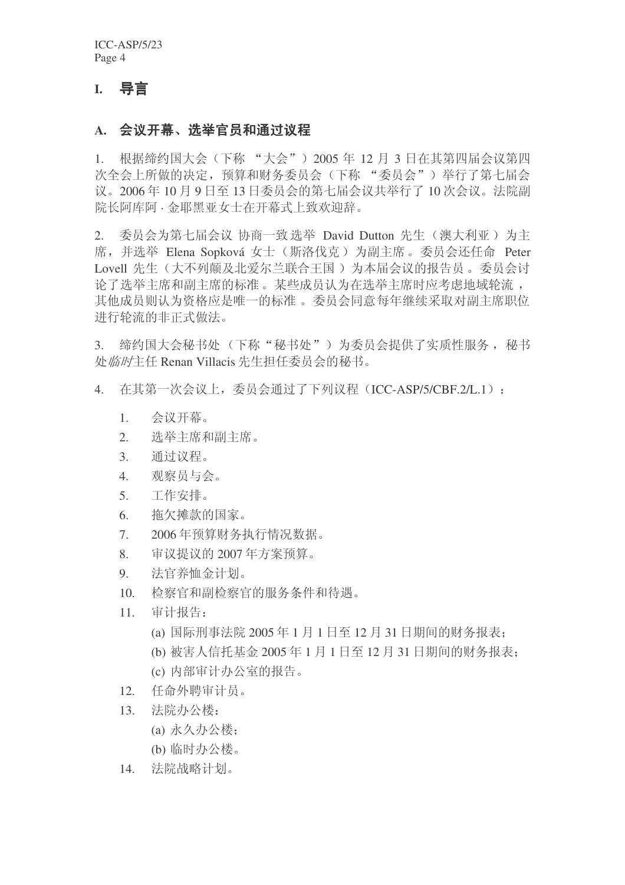# I. 导言

## A. 会议开幕、选举官员和通过议程

1. 根据缔约国大会（下称 "大会"）2005 年 12 月 3 日在其第四届会议第四次全会上所做的决定，预算和财务委员会（下称 "委员会"）举行了第七届会议。2006 年 10 月 9 日至 13 日委员会的第七届会议共举行了 10 次会议。法院副院长阿库阿 · 金耶黑亚女士在开幕式上致欢迎辞。

2. 委员会为第七届会议 协商一致 选举 David Dutton 先生（澳大利亚）为主席，并选举 Elena Sopková 女士（斯洛伐克）为副主席。委员会还任命 Peter Lovell 先生（大不列颠及北爱尔兰联合王国）为本届会议的报告员。委员会讨论了选举主席和副主席的标准。某些成员认为在选举主席时应考虑地域轮流，其他成员则认为资格应是唯一的标准。委员会同意每年继续采取对副主席职位进行轮流的非正式做法。

3. 缔约国大会秘书处（下称"秘书处"）为委员会提供了实质性服务，秘书处*临时*主任 Renan Villacis 先生担任委员会的秘书。

4. 在其第一次会议上，委员会通过了下列议程（ICC-ASP/5/CBF.2/L.1）：

   1. 会议开幕。
   2. 选举主席和副主席。
   3. 通过议程。
   4. 观察员与会。
   5. 工作安排。
   6. 拖欠摊款的国家。
   7. 2006 年预算财务执行情况数据。
   8. 审议提议的 2007 年方案预算。
   9. 法官养恤金计划。
   10. 检察官和副检察官的服务条件和待遇。
   11. 审计报告：
       (a) 国际刑事法院 2005 年 1 月 1 日至 12 月 31 日期间的财务报表；
       (b) 被害人信托基金 2005 年 1 月 1 日至 12 月 31 日期间的财务报表；
       (c) 内部审计办公室的报告。
   12. 任命外聘审计员。
   13. 法院办公楼：
       (a) 永久办公楼；
       (b) 临时办公楼。
   14. 法院战略计划。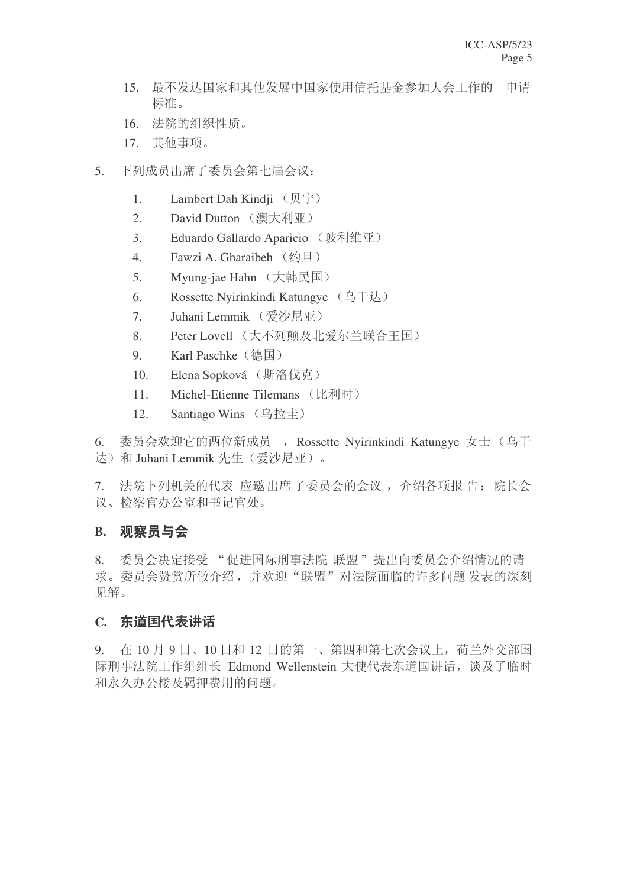15. 最不发达国家和其他发展中国家使用信托基金参加大会工作的 申请标准。
16. 法院的组织性质。
17. 其他事项。

5. 下列成员出席了委员会第七届会议：

1. Lambert Dah Kindji （贝宁）
2. David Dutton （澳大利亚）
3. Eduardo Gallardo Aparicio （玻利维亚）
4. Fawzi A. Gharaibeh （约旦）
5. Myung-jae Hahn （大韩民国）
6. Rossette Nyirinkindi Katungye （乌干达）
7. Juhani Lemmik （爱沙尼亚）
8. Peter Lovell （大不列颠及北爱尔兰联合王国）
9. Karl Paschke（德国）
10. Elena Sopková （斯洛伐克）
11. Michel-Etienne Tilemans （比利时）
12. Santiago Wins （乌拉圭）

6. 委员会欢迎它的两位新成员 ，Rossette Nyirinkindi Katungye 女士（乌干达）和 Juhani Lemmik 先生（爱沙尼亚）。

7. 法院下列机关的代表 应邀出席了委员会的会议 ，介绍各项报 告：院长会议、检察官办公室和书记官处。

## B. 观察员与会

8. 委员会决定接受 “促进国际刑事法院 联盟 ”提出向委员会介绍情况的请求。委员会赞赏所做介绍，并欢迎“联盟”对法院面临的许多问题 发表的深刻见解。

## C. 东道国代表讲话

9. 在 10 月 9 日、10 日和 12 日的第一、第四和第七次会议上，荷兰外交部国际刑事法院工作组组长 Edmond Wellenstein 大使代表东道国讲话，谈及了临时和永久办公楼及羁押费用的问题。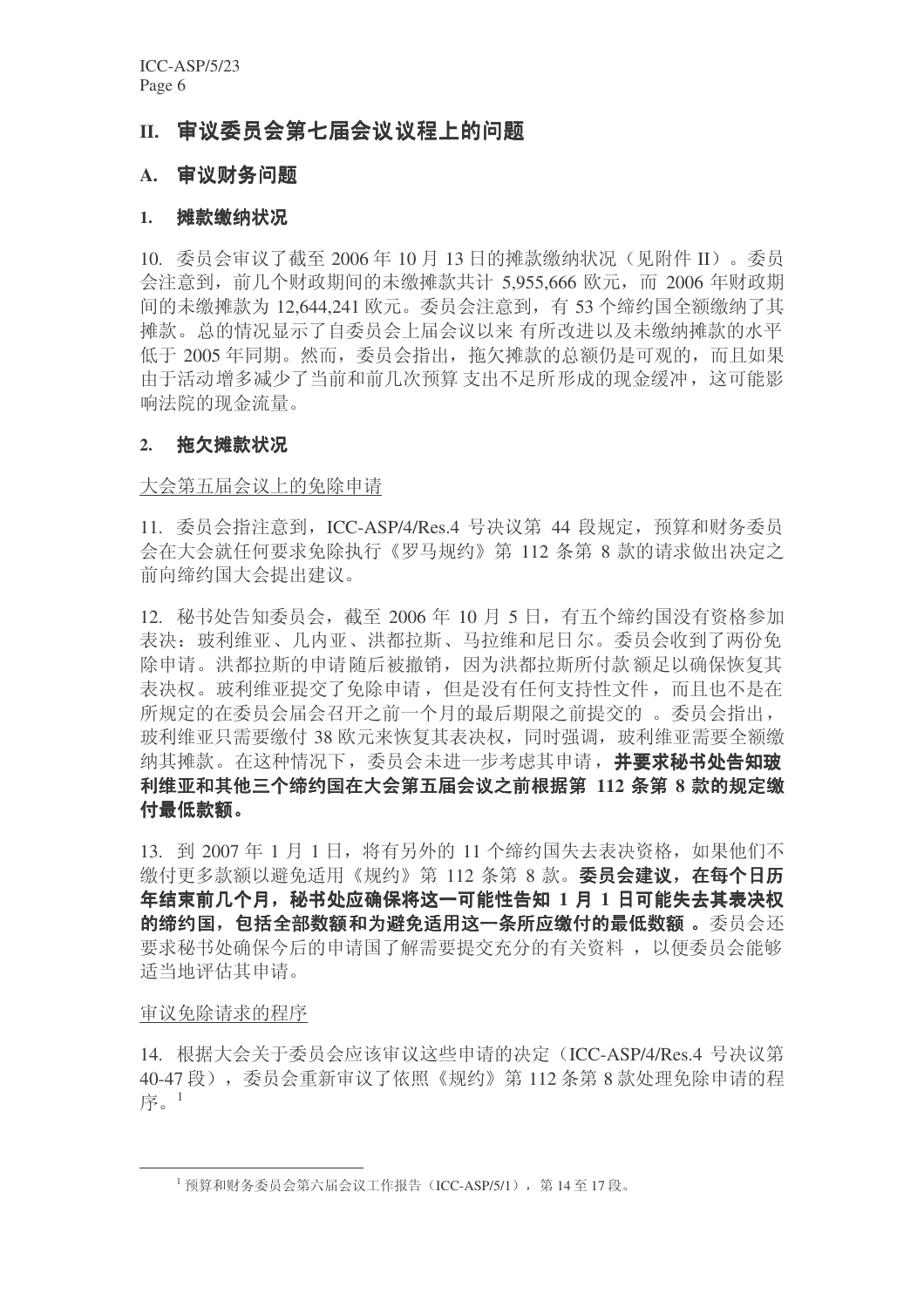## II. 审议委员会第七届会议议程上的问题

### A. 审议财务问题

#### 1. 摊款缴纳状况

10. 委员会审议了截至 2006 年 10 月 13 日的摊款缴纳状况（见附件 II）。委员会注意到，前几个财政期间的未缴摊款共计 5,955,666 欧元，而 2006 年财政期间的未缴摊款为 12,644,241 欧元。委员会注意到，有 53 个缔约国全额缴纳了其摊款。总的情况显示了自委员会上届会议以来 有所改进以及未缴纳摊款的水平低于 2005 年同期。然而，委员会指出，拖欠摊款的总额仍是可观的，而且如果由于活动增多减少了当前和前几次预算 支出不足所形成的现金缓冲，这可能影响法院的现金流量。

#### 2. 拖欠摊款状况

<u>大会第五届会议上的免除申请</u>

11. 委员会指注意到，ICC-ASP/4/Res.4 号决议第 44 段规定，预算和财务委员会在大会就任何要求免除执行《罗马规约》第 112 条第 8 款的请求做出决定之前向缔约国大会提出建议。

12. 秘书处告知委员会，截至 2006 年 10 月 5 日，有五个缔约国没有资格参加表决：玻利维亚、几内亚、洪都拉斯、马拉维和尼日尔。委员会收到了两份免除申请。洪都拉斯的申请随后被撤销，因为洪都拉斯所付款 额足以确保恢复其表决权。玻利维亚提交了免除申请，但是没有任何支持性文件，而且也不是在所规定的在委员会届会召开之前一个月的最后期限之前提交的 。委员会指出，玻利维亚只需要缴付 38 欧元来恢复其表决权，同时强调，玻利维亚需要全额缴纳其摊款。在这种情况下，委员会未进一步考虑其申请，**并要求秘书处告知玻利维亚和其他三个缔约国在大会第五届会议之前根据第 112 条第 8 款的规定缴付最低款额。**

13. 到 2007 年 1 月 1 日，将有另外的 11 个缔约国失去表决资格，如果他们不缴付更多款额以避免适用《规约》第 112 条第 8 款。**委员会建议，在每个日历年结束前几个月，秘书处应确保将这一可能性告知 1 月 1 日可能失去其表决权的缔约国，包括全部数额和为避免适用这一条所应缴付的最低数额 。**委员会还要求秘书处确保今后的申请国了解需要提交充分的有关资料 ，以便委员会能够适当地评估其申请。

<u>审议免除请求的程序</u>

14. 根据大会关于委员会应该审议这些申请的决定（ICC-ASP/4/Res.4 号决议第 40-47 段），委员会重新审议了依照《规约》第 112 条第 8 款处理免除申请的程序。[1]

---

[1] 预算和财务委员会第六届会议工作报告（ICC-ASP/5/1），第 14 至 17 段。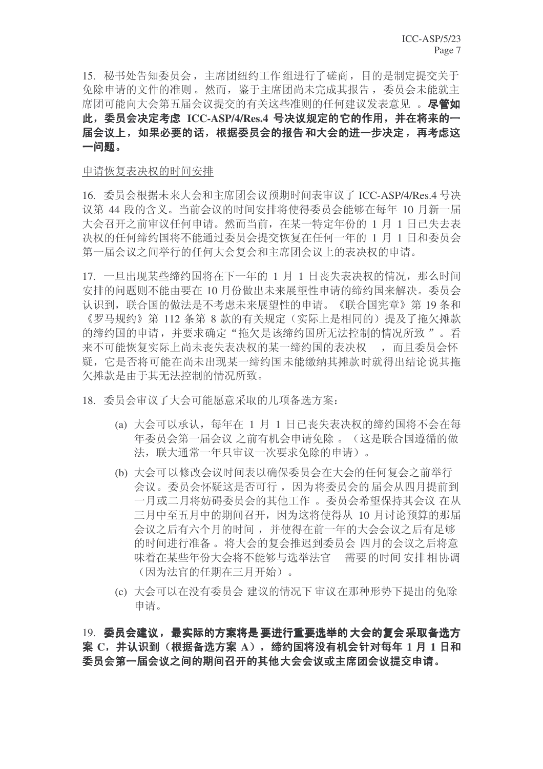15. 秘书处告知委员会，主席团纽约工作组进行了磋商，目的是制定提交关于免除申请的文件的准则。然而，鉴于主席团尚未完成其报告，委员会未能就主席团可能向大会第五届会议提交的有关这些准则的任何建议发表意见。**尽管如此，委员会决定考虑 ICC-ASP/4/Res.4 号决议规定的它的作用，并在将来的一届会议上，如果必要的话，根据委员会的报告和大会的进一步决定，再考虑这一问题。**

申请恢复表决权的时间安排

16. 委员会根据未来大会和主席团会议预期时间表审议了 ICC-ASP/4/Res.4 号决议第 44 段的含义。当前会议的时间安排将使得委员会能够在每年 10 月新一届大会召开之前审议任何申请。然而当前，在某一特定年份的 1 月 1 日已失去表决权的任何缔约国将不能通过委员会提交恢复在任何一年的 1 月 1 日和委员会第一届会议之间举行的任何大会复会和主席团会议上的表决权的申请。

17. 一旦出现某些缔约国将在下一年的 1 月 1 日丧失表决权的情况，那么时间安排的问题则不能由要在 10 月份做出未来展望性申请的缔约国来解决。委员会认识到，联合国的做法是不考虑未来展望性的申请。《联合国宪章》第 19 条和《罗马规约》第 112 条第 8 款的有关规定（实际上是相同的）提及了拖欠摊款的缔约国的申请，并要求确定“拖欠是该缔约国所无法控制的情况所致”。看来不可能恢复实际上尚未丧失表决权的某一缔约国的表决权，而且委员会怀疑，它是否将可能在尚未出现某一缔约国未能缴纳其摊款时就得出结论说其拖欠摊款是由于其无法控制的情况所致。

18. 委员会审议了大会可能愿意采取的几项备选方案：

(a) 大会可以承认，每年在 1 月 1 日已丧失表决权的缔约国将不会在每年委员会第一届会议之前有机会申请免除。（这是联合国遵循的做法，联大通常一年只审议一次要求免除的申请）。

(b) 大会可以修改会议时间表以确保委员会在大会的任何复会之前举行会议。委员会怀疑这是否可行，因为将委员会的届会从四月提前到一月或二月将妨碍委员会的其他工作。委员会希望保持其会议在从三月中至五月中的期间召开，因为这将使得从 10 月讨论预算的那届会议之后有六个月的时间，并使得在前一年的大会会议之后有足够的时间进行准备。将大会的复会推迟到委员会四月的会议之后将意味着在某些年份大会将不能够与选举法官需要的时间安排相协调（因为法官的任期在三月开始）。

(c) 大会可以在没有委员会建议的情况下审议在那种形势下提出的免除申请。

19. **委员会建议，最实际的方案将是要进行重要选举的大会的复会采取备选方案 C，并认识到（根据备选方案 A），缔约国将没有机会针对每年 1 月 1 日和委员会第一届会议之间的期间召开的其他大会会议或主席团会议提交申请。**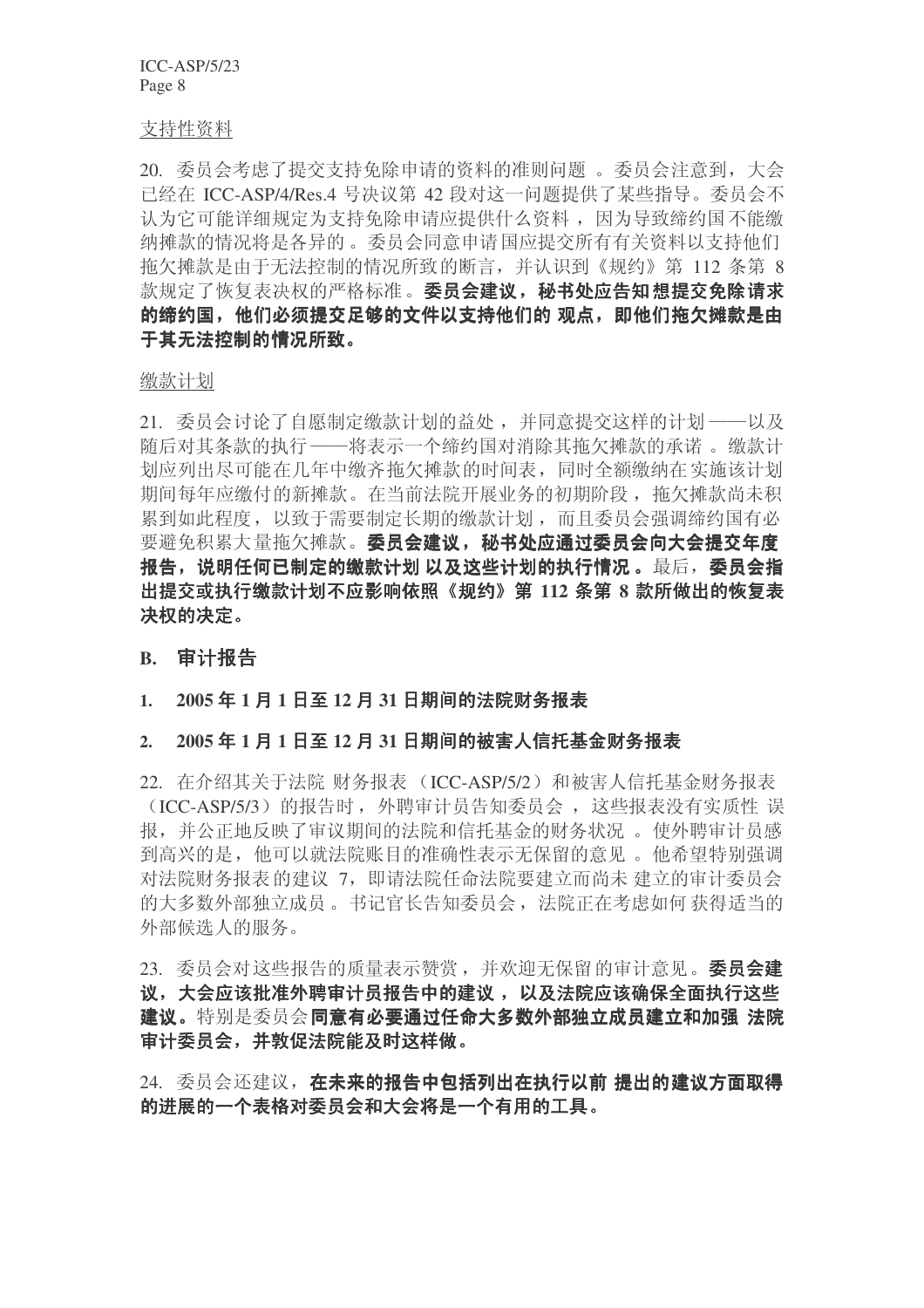支持性资料

20. 委员会考虑了提交支持免除申请的资料的准则问题 。委员会注意到，大会已经在 ICC-ASP/4/Res.4 号决议第 42 段对这一问题提供了某些指导。委员会不认为它可能详细规定为支持免除申请应提供什么资料 ，因为导致缔约国不能缴纳摊款的情况将是各异的 。委员会同意申请国应提交所有有关资料以支持他们拖欠摊款是由于无法控制的情况所致的断言，并认识到《规约》第 112 条第 8 款规定了恢复表决权的严格标准 。**委员会建议，秘书处应告知想提交免除请求的缔约国，他们必须提交足够的文件以支持他们的 观点，即他们拖欠摊款是由于其无法控制的情况所致。**

缴款计划

21. 委员会讨论了自愿制定缴款计划的益处 ，并同意提交这样的计划 ——以及随后对其条款的执行 ——将表示一个缔约国对消除其拖欠摊款的承诺 。缴款计划应列出尽可能在几年中缴齐拖欠摊款的时间表，同时全额缴纳在实施该计划期间每年应缴付的新摊款。在当前法院开展业务的初期阶段，拖欠摊款尚未积累到如此程度，以致于需要制定长期的缴款计划，而且委员会强调缔约国有必要避免积累大量拖欠摊款。**委员会建议，秘书处应通过委员会向大会提交年度报告，说明任何已制定的缴款计划 以及这些计划的执行情况 。**最后，**委员会指出提交或执行缴款计划不应影响依照《规约》第 112 条第 8 款所做出的恢复表决权的决定。**

## B. 审计报告

### 1. 2005 年 1 月 1 日至 12 月 31 日期间的法院财务报表

### 2. 2005 年 1 月 1 日至 12 月 31 日期间的被害人信托基金财务报表

22. 在介绍其关于法院 财务报表（ICC-ASP/5/2）和被害人信托基金财务报表（ICC-ASP/5/3）的报告时，外聘审计员告知委员会 ，这些报表没有实质性 误报，并公正地反映了审议期间的法院和信托基金的财务状况 。使外聘审计员感到高兴的是，他可以就法院账目的准确性表示无保留的意见 。他希望特别强调对法院财务报表 的建议 7，即请法院任命法院要建立而尚未 建立的审计委员会的大多数外部独立成员 。书记官长告知委员会，法院正在考虑如何 获得适当的外部候选人的服务。

23. 委员会对这些报告的质量表示赞赏，并欢迎无保留 的审计意见。**委员会建议，大会应该批准外聘审计员报告中的建议 ，以及法院应该确保全面执行这些建议。**特别是委员会**同意有必要通过任命大多数外部独立成员建立和加强 法院审计委员会，并敦促法院能及时这样做。**

24. 委员会还建议，**在未来的报告中包括列出在执行以前 提出的建议方面取得的进展的一个表格对委员会和大会将是一个有用的工具。**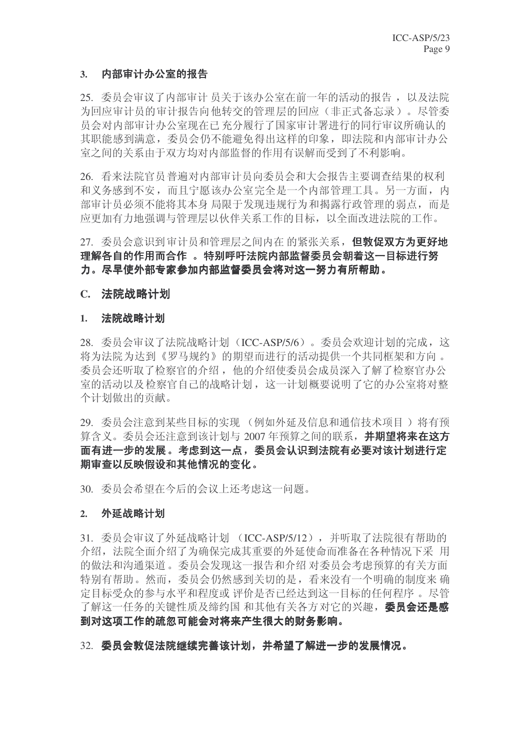### 3. 内部审计办公室的报告

25. 委员会审议了内部审计员关于该办公室在前一年的活动的报告，以及法院为回应审计员的审计报告向他转交的管理层的回应（非正式备忘录）。尽管委员会对内部审计办公室现在已充分履行了国家审计署进行的同行审议所确认的其职能感到满意，委员会仍不能避免得出这样的印象，即法院和内部审计办公室之间的关系由于双方均对内部监督的作用有误解而受到了不利影响。

26. 看来法院官员普遍对内部审计员向委员会和大会报告主要调查结果的权利和义务感到不安，而且宁愿该办公室完全是一个内部管理工具。另一方面，内部审计员必须不能将其本身局限于发现违规行为和揭露行政管理的弱点，而是应更加有力地强调与管理层以伙伴关系工作的目标，以全面改进法院的工作。

27. 委员会意识到审计员和管理层之间内在的紧张关系，**但敦促双方为更好地理解各自的作用而合作。特别呼吁法院内部监督委员会朝着这一目标进行努力。尽早使外部专家参加内部监督委员会将对这一努力有所帮助。**

## C. 法院战略计划

### 1. 法院战略计划

28. 委员会审议了法院战略计划（ICC-ASP/5/6）。委员会欢迎计划的完成，这将为法院为达到《罗马规约》的期望而进行的活动提供一个共同框架和方向。委员会还听取了检察官的介绍，他的介绍使委员会成员深入了解了检察官办公室的活动以及检察官自己的战略计划，这一计划概要说明了它的办公室将对整个计划做出的贡献。

29. 委员会注意到某些目标的实现（例如外延及信息和通信技术项目）将有预算含义。委员会还注意到该计划与 2007 年预算之间的联系，**并期望将来在这方面有进一步的发展。考虑到这一点，委员会认识到法院有必要对该计划进行定期审查以反映假设和其他情况的变化。**

30. 委员会希望在今后的会议上还考虑这一问题。

### 2. 外延战略计划

31. 委员会审议了外延战略计划（ICC-ASP/5/12），并听取了法院很有帮助的介绍，法院全面介绍了为确保完成其重要的外延使命而准备在各种情况下采用的做法和沟通渠道。委员会发现这一报告和介绍对委员会考虑预算的有关方面特别有帮助。然而，委员会仍然感到关切的是，看来没有一个明确的制度来确定目标受众的参与水平和程度或评价是否已经达到这一目标的任何程序。尽管了解这一任务的关键性质及缔约国和其他有关各方对它的兴趣，**委员会还是感到对这项工作的疏忽可能会对将来产生很大的财务影响。**

32. **委员会敦促法院继续完善该计划，并希望了解进一步的发展情况。**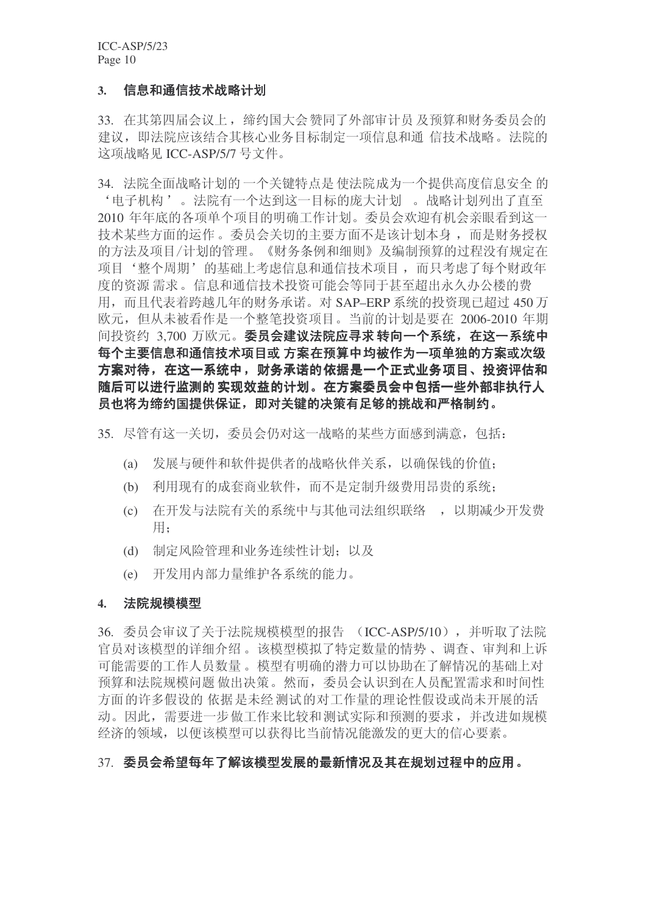### 3. 信息和通信技术战略计划

33. 在其第四届会议上，缔约国大会赞同了外部审计员及预算和财务委员会的建议，即法院应该结合其核心业务目标制定一项信息和通信技术战略。法院的这项战略见 ICC-ASP/5/7 号文件。

34. 法院全面战略计划的一个关键特点是使法院成为一个提供高度信息安全的‘电子机构’。法院有一个达到这一目标的庞大计划。战略计划列出了直至 2010 年年底的各项单个项目的明确工作计划。委员会欢迎有机会亲眼看到这一技术某些方面的运作。委员会关切的主要方面不是该计划本身，而是财务授权的方法及项目/计划的管理。《财务条例和细则》及编制预算的过程没有规定在项目‘整个周期’的基础上考虑信息和通信技术项目，而只考虑了每个财政年度的资源需求。信息和通信技术投资可能会等同于甚至超出永久办公楼的费用，而且代表着跨越几年的财务承诺。对 SAP–ERP 系统的投资现已超过 450 万欧元，但从未被看作是一个整笔投资项目。当前的计划是要在 2006-2010 年期间投资约 3,700 万欧元。**委员会建议法院应寻求转向一个系统，在这一系统中每个主要信息和通信技术项目或方案在预算中均被作为一项单独的方案或次级方案对待，在这一系统中，财务承诺的依据是一个正式业务项目、投资评估和随后可以进行监测的实现效益的计划。在方案委员会中包括一些外部非执行人员也将为缔约国提供保证，即对关键的决策有足够的挑战和严格制约。**

35. 尽管有这一关切，委员会仍对这一战略的某些方面感到满意，包括：

(a) 发展与硬件和软件提供者的战略伙伴关系，以确保钱的价值；

(b) 利用现有的成套商业软件，而不是定制升级费用昂贵的系统；

(c) 在开发与法院有关的系统中与其他司法组织联络，以期减少开发费用；

(d) 制定风险管理和业务连续性计划；以及

(e) 开发用内部力量维护各系统的能力。

### 4. 法院规模模型

36. 委员会审议了关于法院规模模型的报告（ICC-ASP/5/10），并听取了法院官员对该模型的详细介绍。该模型模拟了特定数量的情势、调查、审判和上诉可能需要的工作人员数量。模型有明确的潜力可以协助在了解情况的基础上对预算和法院规模问题做出决策。然而，委员会认识到在人员配置需求和时间性方面的许多假设的依据是未经测试的对工作量的理论性假设或尚未开展的活动。因此，需要进一步做工作来比较和测试实际和预测的要求，并改进如规模经济的领域，以便该模型可以获得比当前情况能激发的更大的信心要素。

37. **委员会希望每年了解该模型发展的最新情况及其在规划过程中的应用。**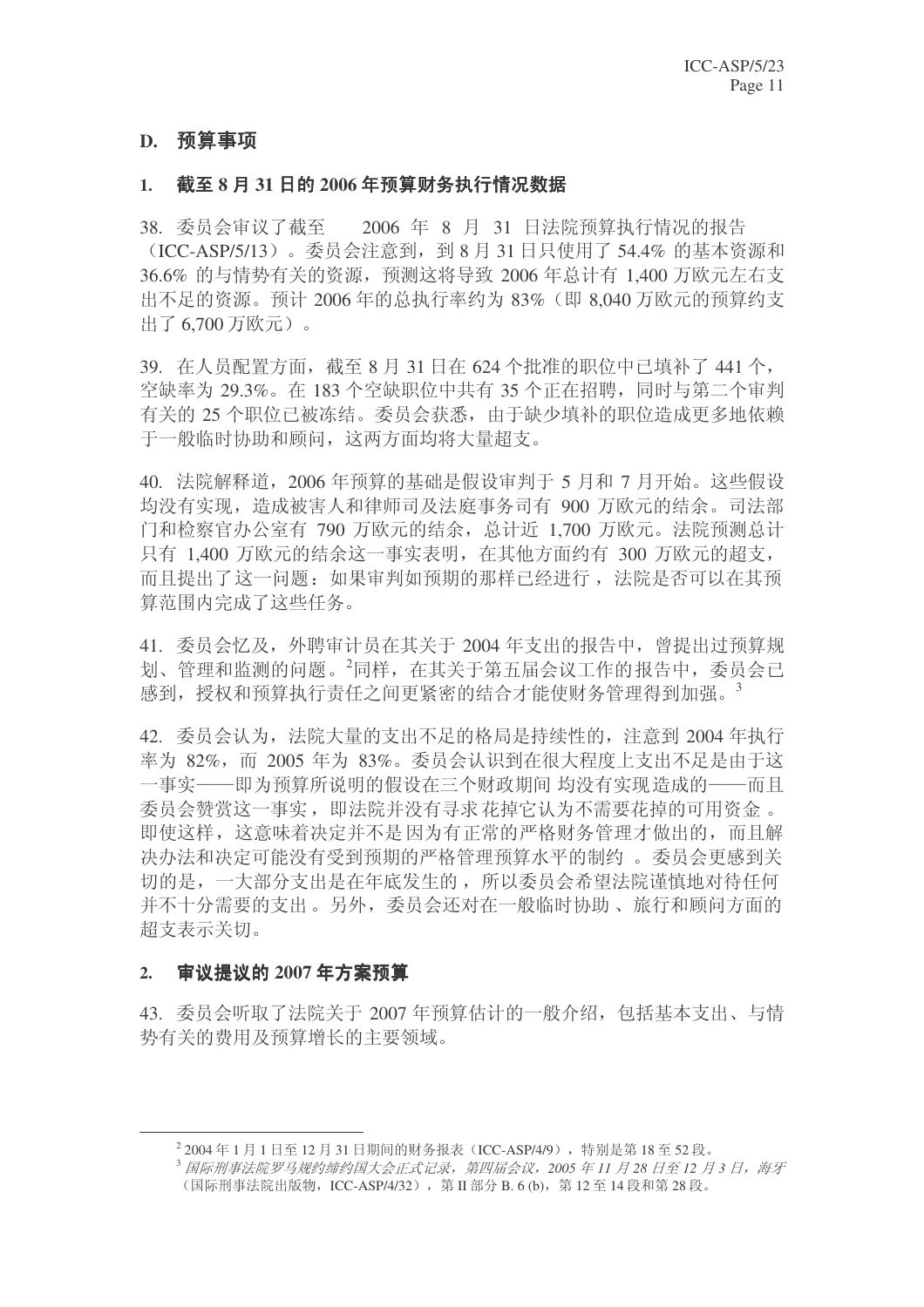## D. 预算事项

### 1. 截至 8 月 31 日的 2006 年预算财务执行情况数据

38. 委员会审议了截至 2006 年 8 月 31 日法院预算执行情况的报告（ICC-ASP/5/13）。委员会注意到，到 8 月 31 日只使用了 54.4% 的基本资源和 36.6% 的与情势有关的资源，预测这将导致 2006 年总计有 1,400 万欧元左右支出不足的资源。预计 2006 年的总执行率约为 83%（即 8,040 万欧元的预算约支出了 6,700 万欧元）。

39. 在人员配置方面，截至 8 月 31 日在 624 个批准的职位中已填补了 441 个，空缺率为 29.3%。在 183 个空缺职位中共有 35 个正在招聘，同时与第二个审判有关的 25 个职位已被冻结。委员会获悉，由于缺少填补的职位造成更多地依赖于一般临时协助和顾问，这两方面均将大量超支。

40. 法院解释道，2006 年预算的基础是假设审判于 5 月和 7 月开始。这些假设均没有实现，造成被害人和律师司及法庭事务司有 900 万欧元的结余。司法部门和检察官办公室有 790 万欧元的结余，总计近 1,700 万欧元。法院预测总计只有 1,400 万欧元的结余这一事实表明，在其他方面约有 300 万欧元的超支，而且提出了这一问题：如果审判如预期的那样已经进行，法院是否可以在其预算范围内完成了这些任务。

41. 委员会忆及，外聘审计员在其关于 2004 年支出的报告中，曾提出过预算规划、管理和监测的问题。[2]同样，在其关于第五届会议工作的报告中，委员会已感到，授权和预算执行责任之间更紧密的结合才能使财务管理得到加强。[3]

42. 委员会认为，法院大量的支出不足的格局是持续性的，注意到 2004 年执行率为 82%，而 2005 年为 83%。委员会认识到在很大程度上支出不足是由于这一事实——即为预算所说明的假设在三个财政期间均没有实现造成的——而且委员会赞赏这一事实，即法院并没有寻求花掉它认为不需要花掉的可用资金。即使这样，这意味着决定并不是因为有正常的严格财务管理才做出的，而且解决办法和决定可能没有受到预期的严格管理预算水平的制约。委员会更感到关切的是，一大部分支出是在年底发生的，所以委员会希望法院谨慎地对待任何并不十分需要的支出。另外，委员会还对在一般临时协助、旅行和顾问方面的超支表示关切。

### 2. 审议提议的 2007 年方案预算

43. 委员会听取了法院关于 2007 年预算估计的一般介绍，包括基本支出、与情势有关的费用及预算增长的主要领域。

---

[2] 2004 年 1 月 1 日至 12 月 31 日期间的财务报表（ICC-ASP/4/9），特别是第 18 至 52 段。

[3] *国际刑事法院罗马规约缔约国大会正式记录，第四届会议，2005 年 11 月 28 日至 12 月 3 日，海牙*（国际刑事法院出版物，ICC-ASP/4/32），第 II 部分 B. 6 (b)，第 12 至 14 段和第 28 段。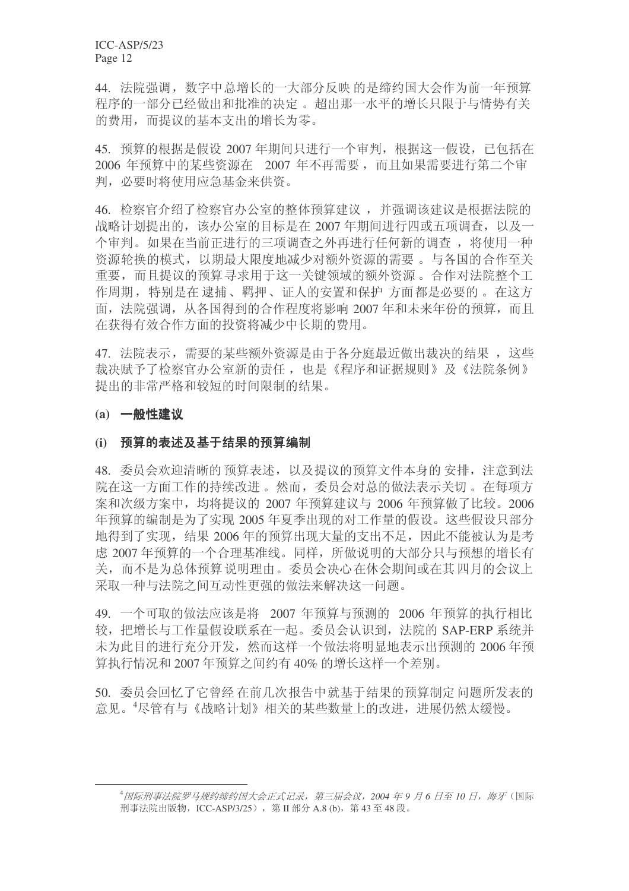44. 法院强调，数字中总增长的一大部分反映的是缔约国大会作为前一年预算程序的一部分已经做出和批准的决定。超出那一水平的增长只限于与情势有关的费用，而提议的基本支出的增长为零。

45. 预算的根据是假设 2007 年期间只进行一个审判，根据这一假设，已包括在 2006 年预算中的某些资源在 2007 年不再需要，而且如果需要进行第二个审判，必要时将使用应急基金来供资。

46. 检察官介绍了检察官办公室的整体预算建议，并强调该建议是根据法院的战略计划提出的，该办公室的目标是在 2007 年期间进行四或五项调查，以及一个审判。如果在当前正进行的三项调查之外再进行任何新的调查，将使用一种资源轮换的模式，以期最大限度地减少对额外资源的需要。与各国的合作至关重要，而且提议的预算寻求用于这一关键领域的额外资源。合作对法院整个工作周期，特别是在逮捕、羁押、证人的安置和保护方面都是必要的。在这方面，法院强调，从各国得到的合作程度将影响 2007 年和未来年份的预算，而且在获得有效合作方面的投资将减少中长期的费用。

47. 法院表示，需要的某些额外资源是由于各分庭最近做出裁决的结果，这些裁决赋予了检察官办公室新的责任，也是《程序和证据规则》及《法院条例》提出的非常严格和较短的时间限制的结果。

### (a) 一般性建议

#### (i) 预算的表述及基于结果的预算编制

48. 委员会欢迎清晰的预算表述，以及提议的预算文件本身的安排，注意到法院在这一方面工作的持续改进。然而，委员会对总的做法表示关切。在每项方案和次级方案中，均将提议的 2007 年预算建议与 2006 年预算做了比较。2006 年预算的编制是为了实现 2005 年夏季出现的对工作量的假设。这些假设只部分地得到了实现，结果 2006 年的预算出现大量的支出不足，因此不能被认为是考虑 2007 年预算的一个合理基准线。同样，所做说明的大部分只与预想的增长有关，而不是为总体预算说明理由。委员会决心在休会期间或在其四月的会议上采取一种与法院之间互动性更强的做法来解决这一问题。

49. 一个可取的做法应该是将 2007 年预算与预测的 2006 年预算的执行相比较，把增长与工作量假设联系在一起。委员会认识到，法院的 SAP-ERP 系统并未为此目的进行充分开发，然而这样一个做法将明显地表示出预测的 2006 年预算执行情况和 2007 年预算之间约有 40% 的增长这样一个差别。

50. 委员会回忆了它曾经在前几次报告中就基于结果的预算制定问题所发表的意见。[4]尽管有与《战略计划》相关的某些数量上的改进，进展仍然太缓慢。

---

[4] *国际刑事法院罗马规约缔约国大会正式记录，第三届会议，2004 年 9 月 6 日至 10 日，海牙*（国际刑事法院出版物，ICC-ASP/3/25），第 II 部分 A.8 (b)，第 43 至 48 段。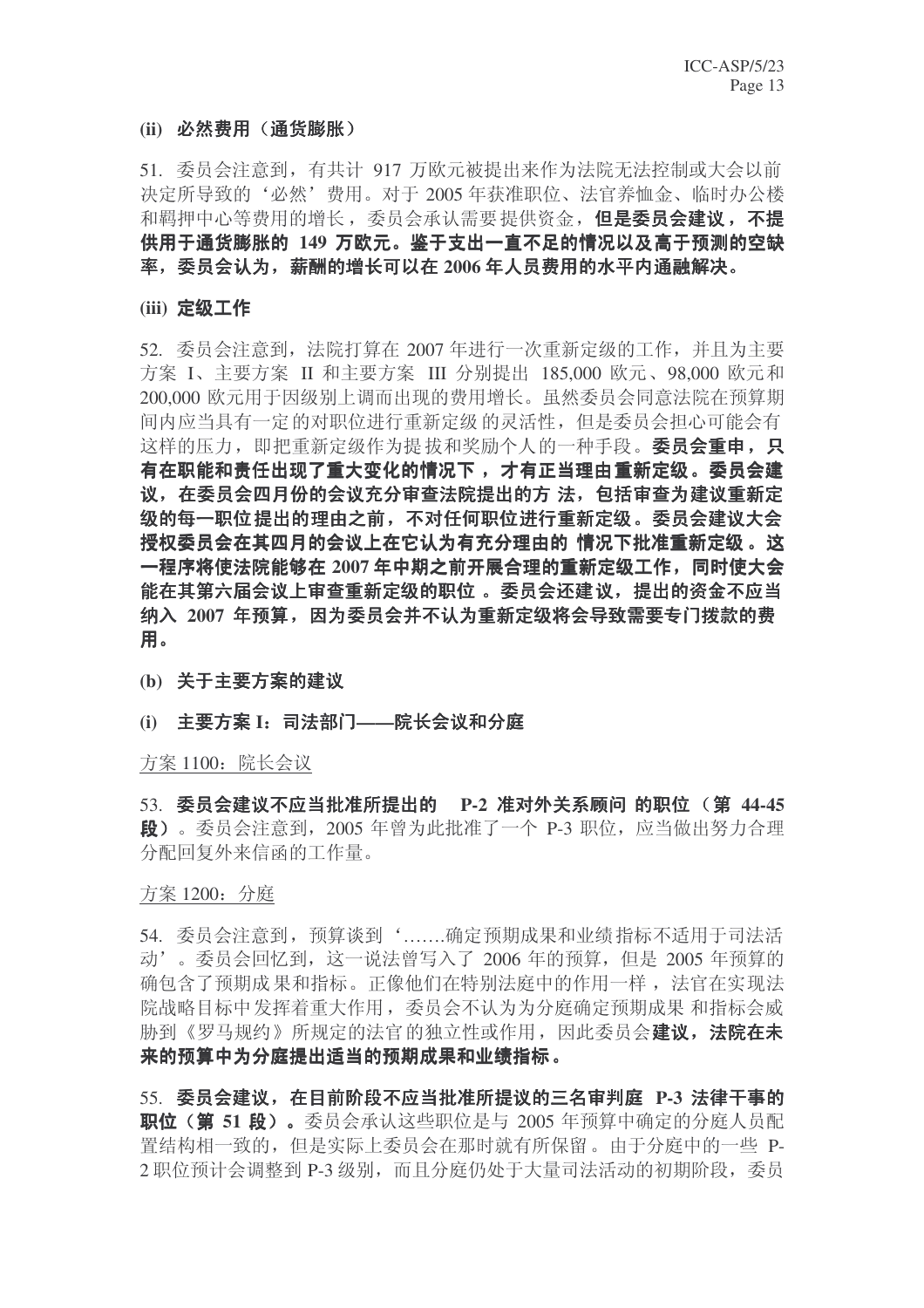**(ii) 必然费用（通货膨胀）**

51. 委员会注意到，有共计 917 万欧元被提出来作为法院无法控制或大会以前决定所导致的‘必然’费用。对于 2005 年获准职位、法官养恤金、临时办公楼和羁押中心等费用的增长，委员会承认需要提供资金，**但是委员会建议，不提供用于通货膨胀的 149 万欧元。鉴于支出一直不足的情况以及高于预测的空缺率，委员会认为，薪酬的增长可以在 2006 年人员费用的水平内通融解决。**

**(iii) 定级工作**

52. 委员会注意到，法院打算在 2007 年进行一次重新定级的工作，并且为主要方案 I、主要方案 II 和主要方案 III 分别提出 185,000 欧元、98,000 欧元和 200,000 欧元用于因级别上调而出现的费用增长。虽然委员会同意法院在预算期间内应当具有一定的对职位进行重新定级的灵活性，但是委员会担心可能会有这样的压力，即把重新定级作为提拔和奖励个人的一种手段。**委员会重申，只有在职能和责任出现了重大变化的情况下，才有正当理由重新定级。委员会建议，在委员会四月份的会议充分审查法院提出的方法，包括审查为建议重新定级的每一职位提出的理由之前，不对任何职位进行重新定级。委员会建议大会授权委员会在其四月的会议上在它认为有充分理由的情况下批准重新定级。这一程序将使法院能够在 2007 年中期之前开展合理的重新定级工作，同时使大会能在其第六届会议上审查重新定级的职位。委员会还建议，提出的资金不应当纳入 2007 年预算，因为委员会并不认为重新定级将会导致需要专门拨款的费用。**

**(b) 关于主要方案的建议**

**(i) 主要方案 I：司法部门——院长会议和分庭**

<u>方案 1100：院长会议</u>

53. **委员会建议不应当批准所提出的 P-2 准对外关系顾问的职位（第 44-45 段）**。委员会注意到，2005 年曾为此批准了一个 P-3 职位，应当做出努力合理分配回复外来信函的工作量。

<u>方案 1200：分庭</u>

54. 委员会注意到，预算谈到‘……确定预期成果和业绩指标不适用于司法活动’。委员会回忆到，这一说法曾写入了 2006 年的预算，但是 2005 年预算的确包含了预期成果和指标。正像他们在特别法庭中的作用一样，法官在实现法院战略目标中发挥着重大作用，委员会不认为为分庭确定预期成果和指标会威胁到《罗马规约》所规定的法官的独立性或作用，因此委员会**建议，法院在未来的预算中为分庭提出适当的预期成果和业绩指标。**

55. **委员会建议，在目前阶段不应当批准所提议的三名审判庭 P-3 法律干事的职位（第 51 段）。**委员会承认这些职位是与 2005 年预算中确定的分庭人员配置结构相一致的，但是实际上委员会在那时就有所保留。由于分庭中的一些 P-2 职位预计会调整到 P-3 级别，而且分庭仍处于大量司法活动的初期阶段，委员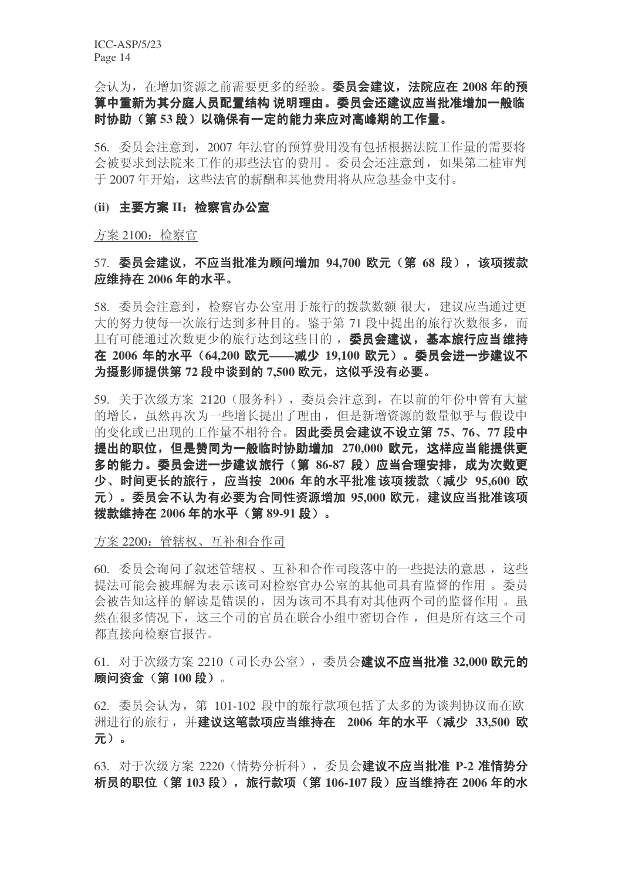会认为，在增加资源之前需要更多的经验。**委员会建议，法院应在 2008 年的预算中重新为其分庭人员配置结构 说明理由。委员会还建议应当批准增加一般临时协助（第 53 段）以确保有一定的能力来应对高峰期的工作量。**

56. 委员会注意到，2007 年法官的预算费用没有包括根据法院工作量的需要将会被要求到法院来工作的那些法官的费用 。委员会还注意到，如果第二桩审判于 2007 年开始，这些法官的薪酬和其他费用将从应急基金中支付。

**(ii) 主要方案 II：检察官办公室**

方案 2100：检察官

57. **委员会建议，不应当批准为顾问增加 94,700 欧元（第 68 段），该项拨款应维持在 2006 年的水平。**

58. 委员会注意到，检察官办公室用于旅行的拨款数额 很大，建议应当通过更大的努力使每一次旅行达到多种目的。鉴于第 71 段中提出的旅行次数很多，而且有可能通过次数更少的旅行达到这些目的 ，**委员会建议，基本旅行应当 维持在 2006 年的水平（64,200 欧元——减少 19,100 欧元）。委员会进一步建议不为摄影师提供第 72 段中谈到的 7,500 欧元，这似乎没有必要。**

59. 关于次级方案 2120（服务科），委员会注意到，在以前的年份中曾有大量的增长，虽然再次为一些增长提出了理由，但是新增资源的数量似乎与 假设中的变化或已出现的工作量不相符合。**因此委员会建议不设立第 75、76、77 段中提出的职位，但是赞同为一般临时协助增加 270,000 欧元，这样应当能提供更多的能力。委员会进一步建议 旅行（第 86-87 段）应当合理安排，成为次数更少、时间更长的旅行，应当按 2006 年的水平批准 该项拨款（减少 95,600 欧元）。委员会不认为有必要为合同性资源增加 95,000 欧元，建议应当批准该项拨款维持在 2006 年的水平（第 89-91 段）。**

方案 2200：管辖权、互补和合作司

60. 委员会询问了叙述管辖权 、互补和合作司段落中的一些提法的意思 ，这些提法可能会被理解为表示该司对检察官办公室的其他司具有监督的作用 。委员会被告知这样的解读是错误的，因为该司不具有对其他两个司的监督作用 。虽然在很多情况下，这三个司的官员在联合小组中密切合作 ，但是所有这三个司都直接向检察官报告。

61. 对于次级方案 2210（司长办公室），委员会**建议不应当批准 32,000 欧元的顾问资金（第 100 段）**。

62. 委员会认为，第 101-102 段中的旅行款项包括了太多的为谈判协议而在欧洲进行的旅行，并**建议这笔款项应当维持在 2006 年的水平（减少 33,500 欧元）。**

63. 对于次级方案 2220（情势分析科），委员会**建议不应当批准 P-2 准情势分析员的职位（第 103 段），旅行款项（第 106-107 段）应当维持在 2006 年的水**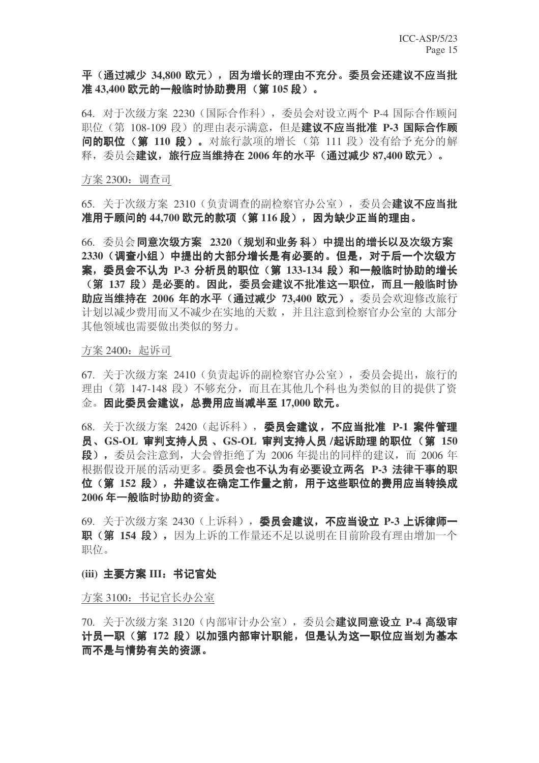**平（通过减少 34,800 欧元），因为增长的理由不充分。委员会还建议不应当批准 43,400 欧元的一般临时协助费用（第 105 段）。**

64. 对于次级方案 2230（国际合作科），委员会对设立两个 P-4 国际合作顾问职位（第 108-109 段）的理由表示满意，但是**建议不应当批准 P-3 国际合作顾问的职位（第 110 段）。**对旅行款项的增长（第 111 段）没有给予充分的解释，委员会**建议，旅行应当维持在 2006 年的水平（通过减少 87,400 欧元）。**

方案 2300：调查司

65. 关于次级方案 2310（负责调查的副检察官办公室），委员会**建议不应当批准用于顾问的 44,700 欧元的款项（第 116 段），因为缺少正当的理由。**

66. 委员会**同意次级方案 2320（规划和业务科）中提出的增长以及次级方案 2330（调查小组）中提出的大部分增长是有必要的。但是，对于后一个次级方案，委员会不认为 P-3 分析员的职位（第 133-134 段）和一般临时协助的增长（第 137 段）是必要的。因此，委员会建议不批准这一职位，而且一般临时协助应当维持在 2006 年的水平（通过减少 73,400 欧元）。**委员会欢迎修改旅行计划以减少费用而又不减少在实地的天数，并且注意到检察官办公室的大部分其他领域也需要做出类似的努力。

方案 2400：起诉司

67. 关于次级方案 2410（负责起诉的副检察官办公室），委员会提出，旅行的理由（第 147-148 段）不够充分，而且在其他几个科也为类似的目的提供了资金。**因此委员会建议，总费用应当减半至 17,000 欧元。**

68. 关于次级方案 2420（起诉科），**委员会建议，不应当批准 P-1 案件管理员、GS-OL 审判支持人员、GS-OL 审判支持人员/起诉助理的职位（第 150 段），**委员会注意到，大会曾拒绝了为 2006 年提出的同样的建议，而 2006 年根据假设开展的活动更多。**委员会也不认为有必要设立两名 P-3 法律干事的职位（第 152 段），并建议在确定工作量之前，用于这些职位的费用应当转换成 2006 年一般临时协助的资金。**

69. 关于次级方案 2430（上诉科），**委员会建议，不应当设立 P-3 上诉律师一职（第 154 段），**因为上诉的工作量还不足以说明在目前阶段有理由增加一个职位。

**(iii) 主要方案 III：书记官处**

方案 3100：书记官长办公室

70. 关于次级方案 3120（内部审计办公室），委员会**建议同意设立 P-4 高级审计员一职（第 172 段）以加强内部审计职能，但是认为这一职位应当划为基本而不是与情势有关的资源。**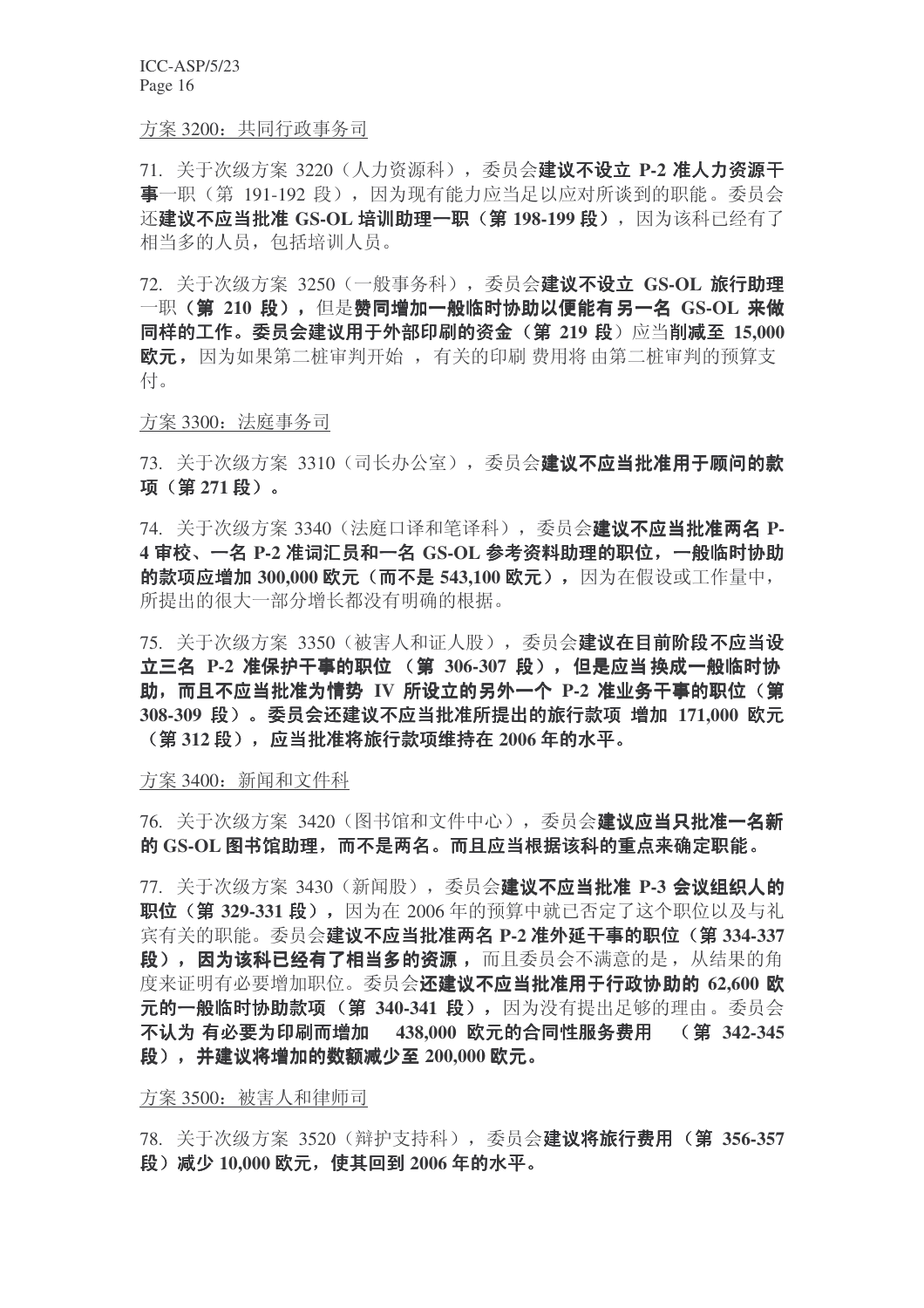方案 3200：共同行政事务司

71. 关于次级方案 3220（人力资源科），委员会**建议不设立 P-2 准人力资源干事**一职（第 191-192 段），因为现有能力应当足以应对所谈到的职能。委员会还**建议不应当批准 GS-OL 培训助理一职（第 198-199 段）**，因为该科已经有了相当多的人员，包括培训人员。

72. 关于次级方案 3250（一般事务科），委员会**建议不设立 GS-OL 旅行助理**一职**（第 210 段）**，但是**赞同增加一般临时协助以便能有另一名 GS-OL 来做同样的工作。委员会建议用于外部印刷的资金**（第 219 段）应当**削减至 15,000 欧元**，因为如果第二桩审判开始，有关的印刷费用将由第二桩审判的预算支付。

方案 3300：法庭事务司

73. 关于次级方案 3310（司长办公室），委员会**建议不应当批准用于顾问的款项（第 271 段）。**

74. 关于次级方案 3340（法庭口译和笔译科），委员会**建议不应当批准两名 P-4 审校、一名 P-2 准词汇员和一名 GS-OL 参考资料助理的职位，一般临时协助的款项应增加 300,000 欧元（而不是 543,100 欧元）**，因为在假设或工作量中，所提出的很大一部分增长都没有明确的根据。

75. 关于次级方案 3350（被害人和证人股），委员会**建议在目前阶段不应当设立三名 P-2 准保护干事的职位（第 306-307 段），但是应当换成一般临时协助，而且不应当批准为情势 IV 所设立的另外一个 P-2 准业务干事的职位（第 308-309 段）。委员会还建议不应当批准所提出的旅行款项增加 171,000 欧元（第 312 段），应当批准将旅行款项维持在 2006 年的水平。**

方案 3400：新闻和文件科

76. 关于次级方案 3420（图书馆和文件中心），委员会**建议应当只批准一名新的 GS-OL 图书馆助理，而不是两名。而且应当根据该科的重点来确定职能。**

77. 关于次级方案 3430（新闻股），委员会**建议不应当批准 P-3 会议组织人的职位（第 329-331 段）**，因为在 2006 年的预算中就已否定了这个职位以及与礼宾有关的职能。委员会**建议不应当批准两名 P-2 准外延干事的职位（第 334-337 段），因为该科已经有了相当多的资源**，而且委员会不满意的是，从结果的角度来证明有必要增加职位。委员会**还建议不应当批准用于行政协助的 62,600 欧元的一般临时协助款项（第 340-341 段）**，因为没有提出足够的理由。委员会**不认为有必要为印刷而增加 438,000 欧元的合同性服务费用（第 342-345 段），并建议将增加的数额减少至 200,000 欧元。**

方案 3500：被害人和律师司

78. 关于次级方案 3520（辩护支持科），委员会**建议将旅行费用（第 356-357 段）减少 10,000 欧元，使其回到 2006 年的水平。**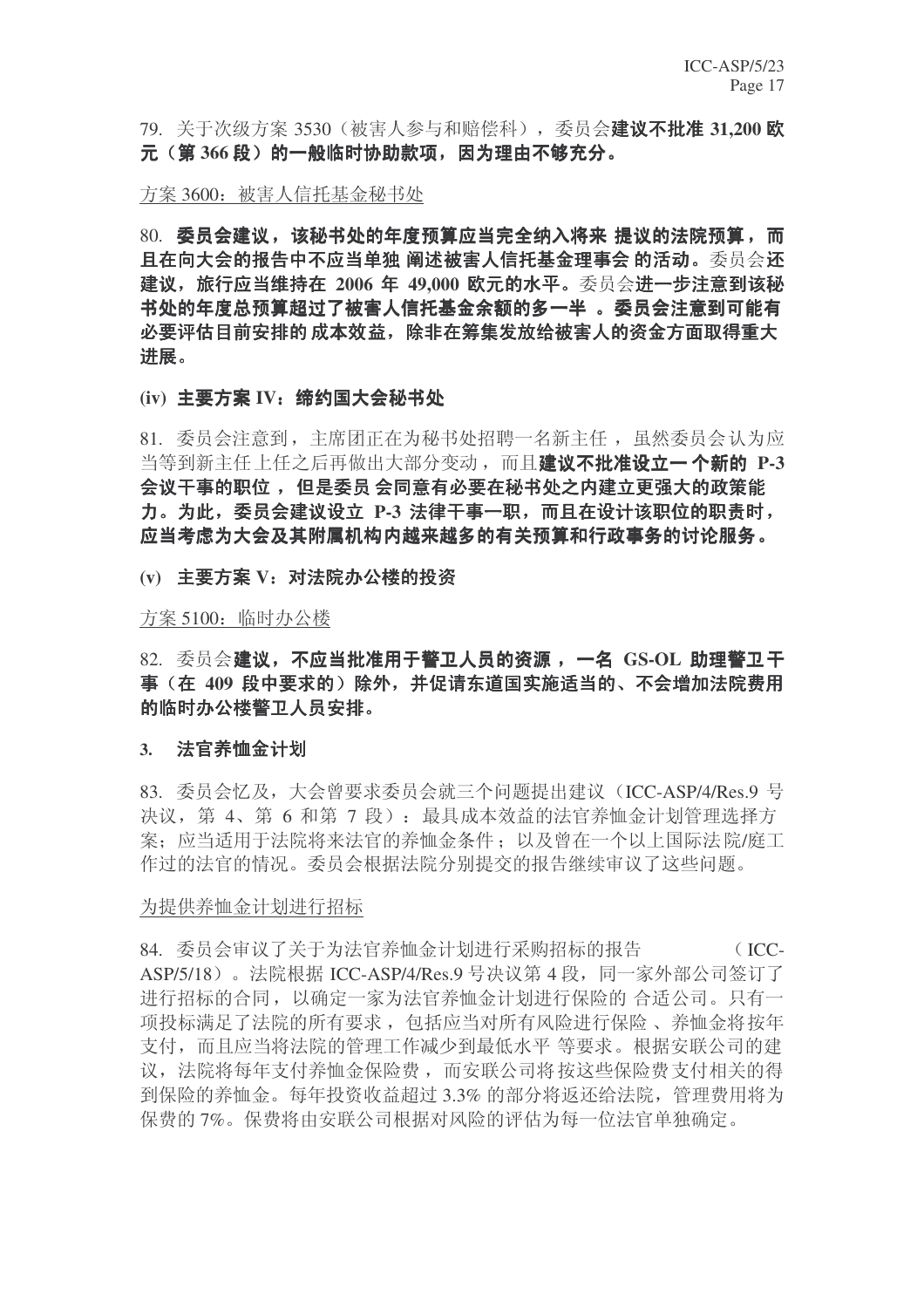79. 关于次级方案 3530（被害人参与和赔偿科），委员会**建议不批准 31,200 欧元（第 366 段）的一般临时协助款项，因为理由不够充分。**

方案 3600：被害人信托基金秘书处

80. **委员会建议，该秘书处的年度预算应当完全纳入将来提议的法院预算，而且在向大会的报告中不应当单独阐述被害人信托基金理事会的活动。**委员会**还建议，旅行应当维持在 2006 年 49,000 欧元的水平。**委员会**进一步注意到该秘书处的年度总预算超过了被害人信托基金余额的多一半。委员会注意到可能有必要评估目前安排的成本效益，除非在筹集发放给被害人的资金方面取得重大进展。**

**(iv) 主要方案 IV：缔约国大会秘书处**

81. 委员会注意到，主席团正在为秘书处招聘一名新主任，虽然委员会认为应当等到新主任上任之后再做出大部分变动，而且**建议不批准设立一个新的 P-3 会议干事的职位，但是委员会同意有必要在秘书处之内建立更强大的政策能力。为此，委员会建议设立 P-3 法律干事一职，而且在设计该职位的职责时，应当考虑为大会及其附属机构内越来越多的有关预算和行政事务的讨论服务。**

**(v) 主要方案 V：对法院办公楼的投资**

方案 5100：临时办公楼

82. 委员会**建议，不应当批准用于警卫人员的资源，一名 GS-OL 助理警卫干事（在 409 段中要求的）除外，并促请东道国实施适当的、不会增加法院费用的临时办公楼警卫人员安排。**

**3. 法官养恤金计划**

83. 委员会忆及，大会曾要求委员会就三个问题提出建议（ICC-ASP/4/Res.9 号决议，第 4、第 6 和第 7 段）：最具成本效益的法官养恤金计划管理选择方案；应当适用于法院将来法官的养恤金条件；以及曾在一个以上国际法院/庭工作过的法官的情况。委员会根据法院分别提交的报告继续审议了这些问题。

为提供养恤金计划进行招标

84. 委员会审议了关于为法官养恤金计划进行采购招标的报告（ICC-ASP/5/18）。法院根据 ICC-ASP/4/Res.9 号决议第 4 段，同一家外部公司签订了进行招标的合同，以确定一家为法官养恤金计划进行保险的合适公司。只有一项投标满足了法院的所有要求，包括应当对所有风险进行保险、养恤金将按年支付，而且应当将法院的管理工作减少到最低水平等要求。根据安联公司的建议，法院将每年支付养恤金保险费，而安联公司将按这些保险费支付相关的得到保险的养恤金。每年投资收益超过 3.3% 的部分将返还给法院，管理费用将为保费的 7%。保费将由安联公司根据对风险的评估为每一位法官单独确定。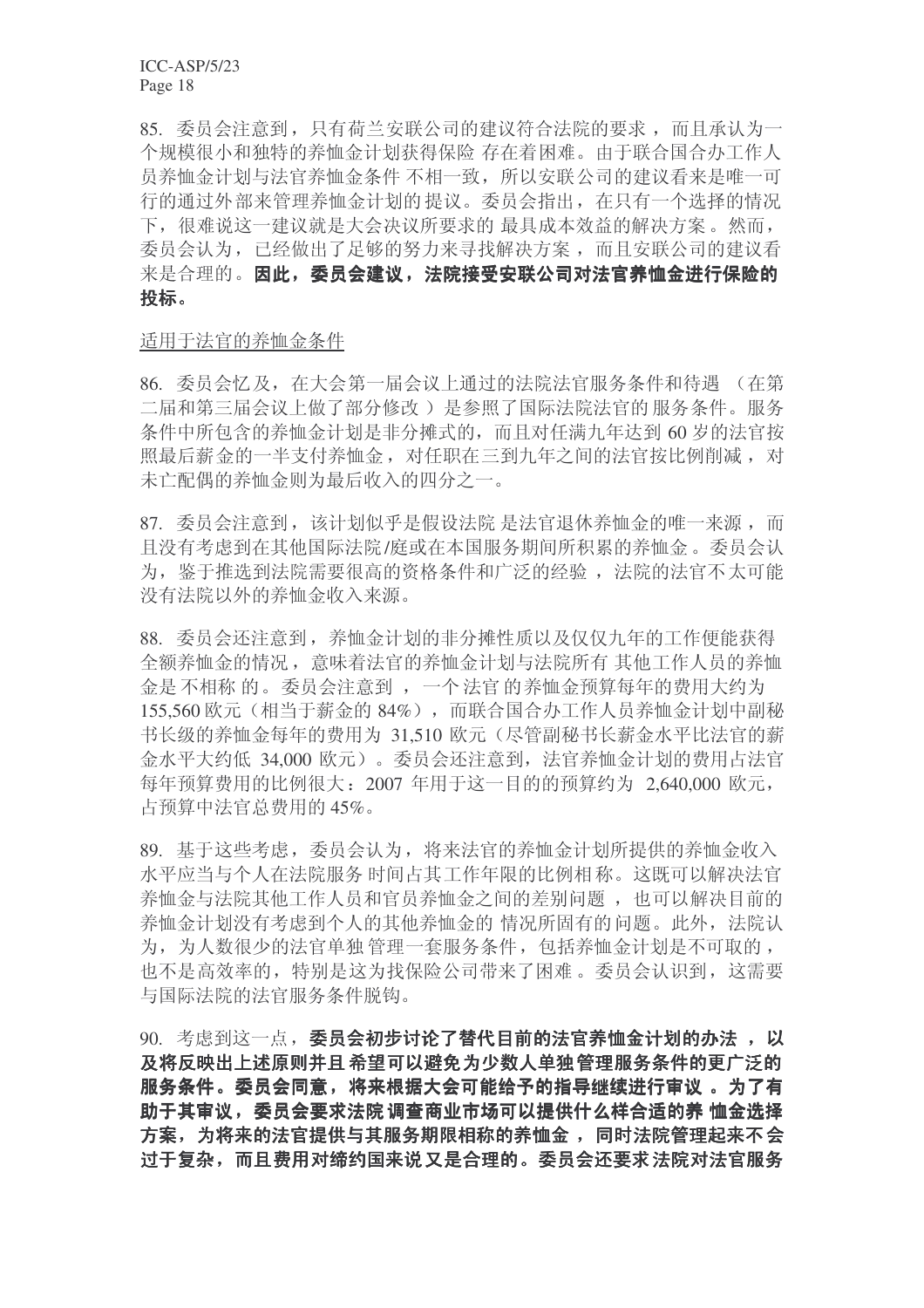85. 委员会注意到，只有荷兰安联公司的建议符合法院的要求，而且承认为一个规模很小和独特的养恤金计划获得保险存在着困难。由于联合国合办工作人员养恤金计划与法官养恤金条件不相一致，所以安联公司的建议看来是唯一可行的通过外部来管理养恤金计划的提议。委员会指出，在只有一个选择的情况下，很难说这一建议就是大会决议所要求的最具成本效益的解决方案。然而，委员会认为，已经做出了足够的努力来寻找解决方案，而且安联公司的建议看来是合理的。**因此，委员会建议，法院接受安联公司对法官养恤金进行保险的投标。**

<u>适用于法官的养恤金条件</u>

86. 委员会忆及，在大会第一届会议上通过的法院法官服务条件和待遇（在第二届和第三届会议上做了部分修改）是参照了国际法院法官的服务条件。服务条件中所包含的养恤金计划是非分摊式的，而且对任满九年达到 60 岁的法官按照最后薪金的一半支付养恤金，对任职在三到九年之间的法官按比例削减，对未亡配偶的养恤金则为最后收入的四分之一。

87. 委员会注意到，该计划似乎是假设法院是法官退休养恤金的唯一来源，而且没有考虑到在其他国际法院/庭或在本国服务期间所积累的养恤金。委员会认为，鉴于推选到法院需要很高的资格条件和广泛的经验，法院的法官不太可能没有法院以外的养恤金收入来源。

88. 委员会还注意到，养恤金计划的非分摊性质以及仅仅九年的工作便能获得全额养恤金的情况，意味着法官的养恤金计划与法院所有其他工作人员的养恤金是不相称的。委员会注意到，一个法官的养恤金预算每年的费用大约为 155,560 欧元（相当于薪金的 84%），而联合国合办工作人员养恤金计划中副秘书长级的养恤金每年的费用为 31,510 欧元（尽管副秘书长薪金水平比法官的薪金水平大约低 34,000 欧元）。委员会还注意到，法官养恤金计划的费用占法官每年预算费用的比例很大：2007 年用于这一目的的预算约为 2,640,000 欧元，占预算中法官总费用的 45%。

89. 基于这些考虑，委员会认为，将来法官的养恤金计划所提供的养恤金收入水平应当与个人在法院服务时间占其工作年限的比例相称。这既可以解决法官养恤金与法院其他工作人员和官员养恤金之间的差别问题，也可以解决目前的养恤金计划没有考虑到个人的其他养恤金的情况所固有的问题。此外，法院认为，为人数很少的法官单独管理一套服务条件，包括养恤金计划是不可取的，也不是高效率的，特别是这为找保险公司带来了困难。委员会认识到，这需要与国际法院的法官服务条件脱钩。

90. 考虑到这一点，**委员会初步讨论了替代目前的法官养恤金计划的办法，以及将反映出上述原则并且希望可以避免为少数人单独管理服务条件的更广泛的服务条件。委员会同意，将来根据大会可能给予的指导继续进行审议。为了有助于其审议，委员会要求法院调查商业市场可以提供什么样合适的养恤金选择方案，为将来的法官提供与其服务期限相称的养恤金，同时法院管理起来不会过于复杂，而且费用对缔约国来说又是合理的。委员会还要求法院对法官服务**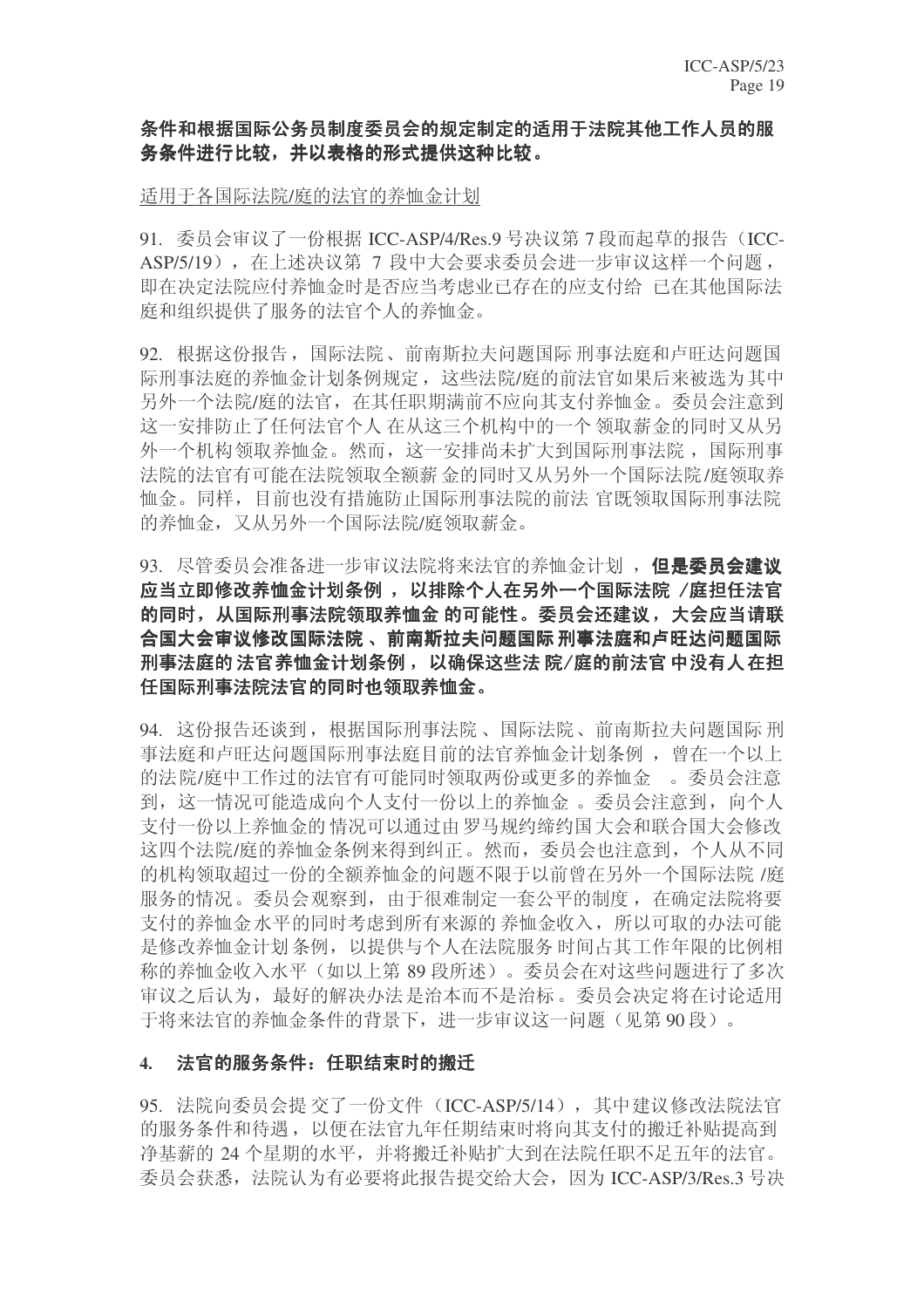**条件和根据国际公务员制度委员会的规定制定的适用于法院其他工作人员的服务条件进行比较，并以表格的形式提供这种比较。**

适用于各国际法院/庭的法官的养恤金计划

91. 委员会审议了一份根据 ICC-ASP/4/Res.9 号决议第 7 段而起草的报告（ICC-ASP/5/19），在上述决议第 7 段中大会要求委员会进一步审议这样一个问题，即在决定法院应付养恤金时是否应当考虑业已存在的应支付给已在其他国际法庭和组织提供了服务的法官个人的养恤金。

92. 根据这份报告，国际法院、前南斯拉夫问题国际刑事法庭和卢旺达问题国际刑事法庭的养恤金计划条例规定，这些法院/庭的前法官如果后来被选为其中另外一个法院/庭的法官，在其任职期满前不应向其支付养恤金。委员会注意到这一安排防止了任何法官个人在从这三个机构中的一个领取薪金的同时又从另外一个机构领取养恤金。然而，这一安排尚未扩大到国际刑事法院，国际刑事法院的法官有可能在法院领取全额薪金的同时又从另外一个国际法院/庭领取养恤金。同样，目前也没有措施防止国际刑事法院的前法官既领取国际刑事法院的养恤金，又从另外一个国际法院/庭领取薪金。

93. 尽管委员会准备进一步审议法院将来法官的养恤金计划，**但是委员会建议应当立即修改养恤金计划条例，以排除个人在另外一个国际法院/庭担任法官的同时，从国际刑事法院领取养恤金的可能性。委员会还建议，大会应当请联合国大会审议修改国际法院、前南斯拉夫问题国际刑事法庭和卢旺达问题国际刑事法庭的法官养恤金计划条例，以确保这些法院/庭的前法官中没有人在担任国际刑事法院法官的同时也领取养恤金。**

94. 这份报告还谈到，根据国际刑事法院、国际法院、前南斯拉夫问题国际刑事法庭和卢旺达问题国际刑事法庭目前的法官养恤金计划条例，曾在一个以上的法院/庭中工作过的法官有可能同时领取两份或更多的养恤金。委员会注意到，这一情况可能造成向个人支付一份以上的养恤金。委员会注意到，向个人支付一份以上养恤金的情况可以通过由罗马规约缔约国大会和联合国大会修改这四个法院/庭的养恤金条例来得到纠正。然而，委员会也注意到，个人从不同的机构领取超过一份的全额养恤金的问题不限于以前曾在另外一个国际法院/庭服务的情况。委员会观察到，由于很难制定一套公平的制度，在确定法院将要支付的养恤金水平的同时考虑到所有来源的养恤金收入，所以可取的办法可能是修改养恤金计划条例，以提供与个人在法院服务时间占其工作年限的比例相称的养恤金收入水平（如以上第 89 段所述）。委员会在对这些问题进行了多次审议之后认为，最好的解决办法是治本而不是治标。委员会决定将在讨论适用于将来法官的养恤金条件的背景下，进一步审议这一问题（见第 90 段）。

#### 4. 法官的服务条件：任职结束时的搬迁

95. 法院向委员会提交了一份文件（ICC-ASP/5/14），其中建议修改法院法官的服务条件和待遇，以便在法官九年任期结束时将向其支付的搬迁补贴提高到净基薪的 24 个星期的水平，并将搬迁补贴扩大到在法院任职不足五年的法官。委员会获悉，法院认为有必要将此报告提交给大会，因为 ICC-ASP/3/Res.3 号决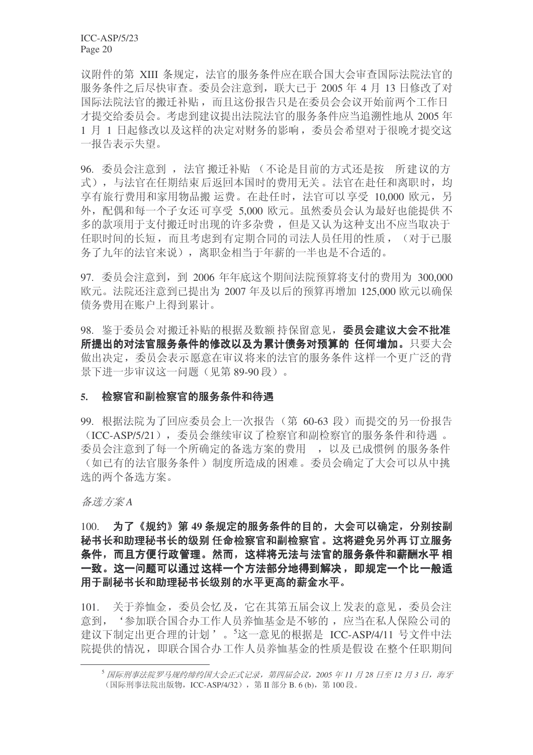议附件的第 XIII 条规定，法官的服务条件应在联合国大会审查国际法院法官的服务条件之后尽快审查。委员会注意到，联大已于 2005 年 4 月 13 日修改了对国际法院法官的搬迁补贴，而且这份报告只是在委员会会议开始前两个工作日才提交给委员会。考虑到建议提出法院法官的服务条件应当追溯性地从 2005 年 1 月 1 日起修改以及这样的决定对财务的影响，委员会希望对于很晚才提交这一报告表示失望。

96. 委员会注意到，法官搬迁补贴（不论是目前的方式还是按所建议的方式），与法官在任期结束后返回本国时的费用无关。法官在赴任和离职时，均享有旅行费用和家用物品搬运费。在赴任时，法官可以享受 10,000 欧元，另外，配偶和每一个子女还可享受 5,000 欧元。虽然委员会认为最好也能提供不多的款项用于支付搬迁时出现的许多杂费，但是又认为这种支出不应当取决于任职时间的长短，而且考虑到有定期合同的司法人员任用的性质，（对于已服务了九年的法官来说），离职金相当于年薪的一半也是不合适的。

97. 委员会注意到，到 2006 年年底这个期间法院预算将支付的费用为 300,000 欧元。法院还注意到已提出为 2007 年及以后的预算再增加 125,000 欧元以确保债务费用在账户上得到累计。

98. 鉴于委员会对搬迁补贴的根据及数额持保留意见，**委员会建议大会不批准所提出的对法官服务条件的修改以及为累计债务对预算的任何增加。**只要大会做出决定，委员会表示愿意在审议将来的法官的服务条件这样一个更广泛的背景下进一步审议这一问题（见第 89-90 段）。

### 5. 检察官和副检察官的服务条件和待遇

99. 根据法院为了回应委员会上一次报告（第 60-63 段）而提交的另一份报告（ICC-ASP/5/21），委员会继续审议了检察官和副检察官的服务条件和待遇。委员会注意到了每一个所确定的备选方案的费用，以及已成惯例的服务条件（如已有的法官服务条件）制度所造成的困难。委员会确定了大会可以从中挑选的两个备选方案。

*备选方案 A*

100. **为了《规约》第 49 条规定的服务条件的目的，大会可以确定，分别按副秘书长和助理秘书长的级别任命检察官和副检察官。这将避免另外再订立服务条件，而且方便行政管理。然而，这样将无法与法官的服务条件和薪酬水平相一致。这一问题可以通过这样一个方法部分地得到解决，即规定一个比一般适用于副秘书长和助理秘书长级别的水平更高的薪金水平。**

101. 关于养恤金，委员会忆及，它在其第五届会议上发表的意见，委员会注意到，'参加联合国合办工作人员养恤基金是不够的，应当在私人保险公司的建议下制定出更合理的计划'。[5]这一意见的根据是 ICC-ASP/4/11 号文件中法院提供的情况，即联合国合办工作人员养恤基金的性质是假设在整个任职期间

---

[5] *国际刑事法院罗马规约缔约国大会正式记录，第四届会议，2005 年 11 月 28 日至 12 月 3 日，海牙*（国际刑事法院出版物，ICC-ASP/4/32），第 II 部分 B. 6 (b)，第 100 段。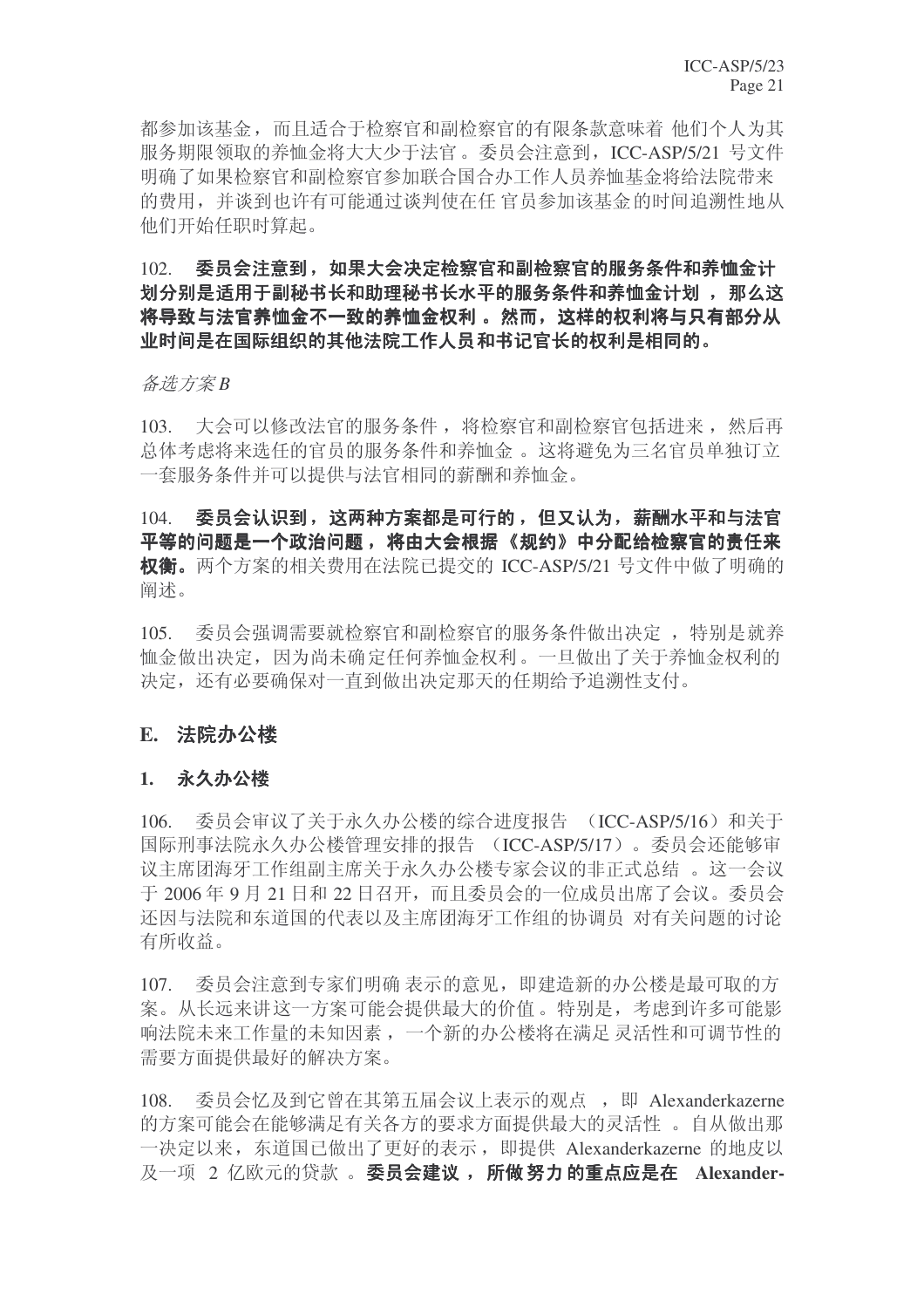都参加该基金，而且适合于检察官和副检察官的有限条款意味着 他们个人为其服务期限领取的养恤金将大大少于法官。委员会注意到，ICC-ASP/5/21 号文件明确了如果检察官和副检察官参加联合国合办工作人员养恤基金将给法院带来的费用，并谈到也许有可能通过谈判使在任 官员参加该基金的时间追溯性地从他们开始任职时算起。

102. **委员会注意到，如果大会决定检察官和副检察官的服务条件和养恤金计划分别是适用于副秘书长和助理秘书长水平的服务条件和养恤金计划 ，那么这将导致与法官养恤金不一致的养恤金权利 。然而，这样的权利将与只有部分从业时间是在国际组织的其他法院工作人员和书记官长的权利是相同的。**

*备选方案 B*

103. 大会可以修改法官的服务条件，将检察官和副检察官包括进来，然后再总体考虑将来选任的官员的服务条件和养恤金 。这将避免为三名官员单独订立一套服务条件并可以提供与法官相同的薪酬和养恤金。

104. **委员会认识到，这两种方案都是可行的，但又认为，薪酬水平和与法官平等的问题是一个政治问题，将由大会根据《规约》中分配给检察官的责任来权衡。**两个方案的相关费用在法院已提交的 ICC-ASP/5/21 号文件中做了明确的阐述。

105. 委员会强调需要就检察官和副检察官的服务条件做出决定 ，特别是就养恤金做出决定，因为尚未确定任何养恤金权利。一旦做出了关于养恤金权利的决定，还有必要确保对一直到做出决定那天的任期给予追溯性支付。

## E. 法院办公楼

### 1. 永久办公楼

106. 委员会审议了关于永久办公楼的综合进度报告 （ICC-ASP/5/16）和关于国际刑事法院永久办公楼管理安排的报告 （ICC-ASP/5/17）。委员会还能够审议主席团海牙工作组副主席关于永久办公楼专家会议的非正式总结 。这一会议于 2006 年 9 月 21 日和 22 日召开，而且委员会的一位成员出席了会议。委员会还因与法院和东道国的代表以及主席团海牙工作组的协调员 对有关问题的讨论有所收益。

107. 委员会注意到专家们明确 表示的意见，即建造新的办公楼是最可取的方案。从长远来讲这一方案可能会提供最大的价值 。特别是，考虑到许多可能影响法院未来工作量的未知因素，一个新的办公楼将在满足 灵活性和可调节性的需要方面提供最好的解决方案。

108. 委员会忆及到它曾在其第五届会议上表示的观点 ，即 Alexanderkazerne 的方案可能会在能够满足有关各方的要求方面提供最大的灵活性 。自从做出那一决定以来，东道国已做出了更好的表示，即提供 Alexanderkazerne 的地皮以及一项 2 亿欧元的贷款 。**委员会建议，所做努力的重点应是在 Alexander-**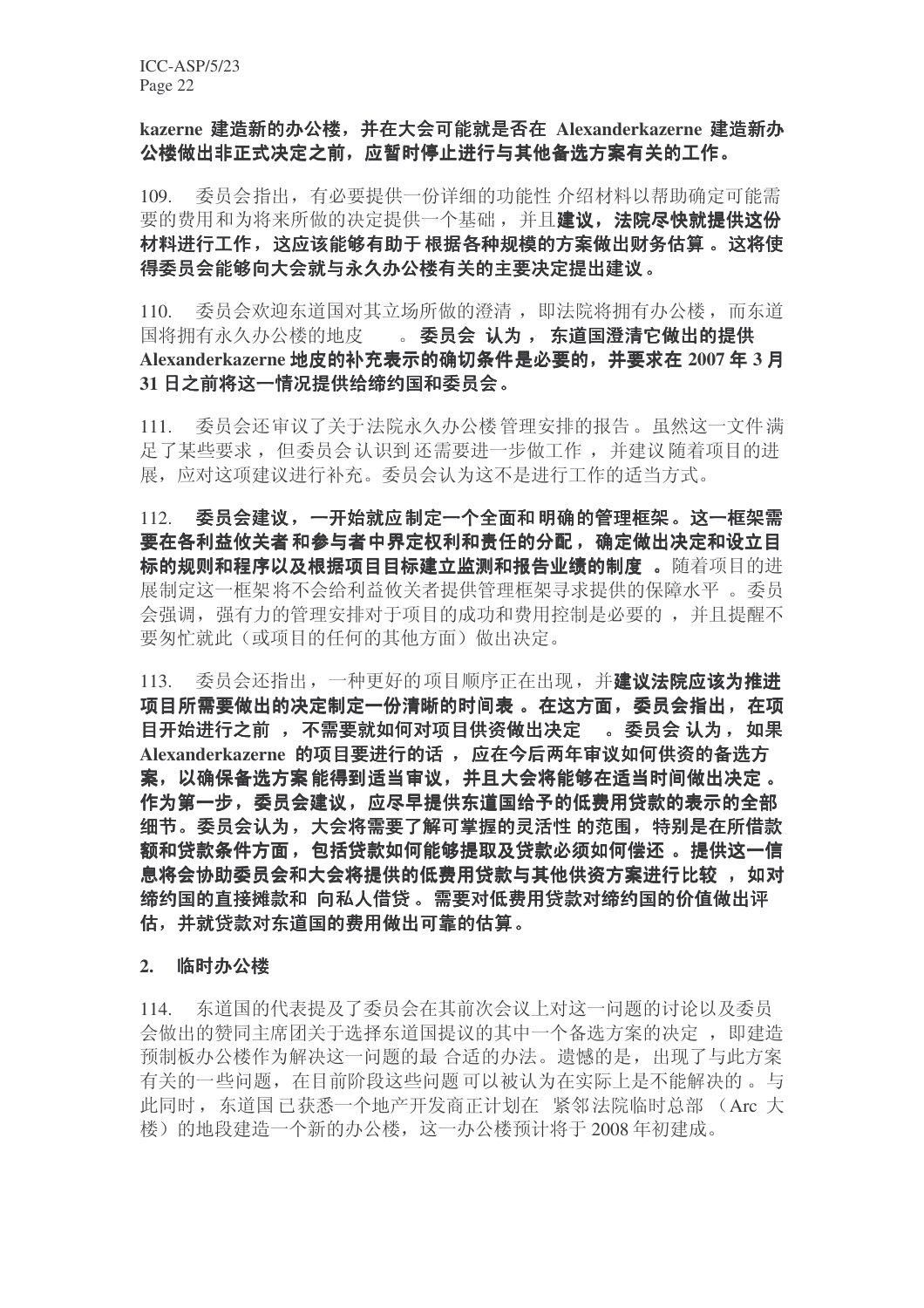**kazerne 建造新的办公楼，并在大会可能就是否在 Alexanderkazerne 建造新办公楼做出非正式决定之前，应暂时停止进行与其他备选方案有关的工作。**

109. 委员会指出，有必要提供一份详细的功能性介绍材料以帮助确定可能需要的费用和为将来所做的决定提供一个基础，并且**建议，法院尽快就提供这份材料进行工作，这应该能够有助于根据各种规模的方案做出财务估算。这将使得委员会能够向大会就与永久办公楼有关的主要决定提出建议。**

110. 委员会欢迎东道国对其立场所做的澄清，即法院将拥有办公楼，而东道国将拥有永久办公楼的地皮 。**委员会认为，东道国澄清它做出的提供 Alexanderkazerne 地皮的补充表示的确切条件是必要的，并要求在 2007 年 3 月 31 日之前将这一情况提供给缔约国和委员会。**

111. 委员会还审议了关于法院永久办公楼管理安排的报告。虽然这一文件满足了某些要求，但委员会认识到还需要进一步做工作，并建议随着项目的进展，应对这项建议进行补充。委员会认为这不是进行工作的适当方式。

112. **委员会建议，一开始就应制定一个全面和明确的管理框架。这一框架需要在各利益攸关者和参与者中界定权利和责任的分配，确定做出决定和设立目标的规则和程序以及根据项目目标建立监测和报告业绩的制度。**随着项目的进展制定这一框架将不会给利益攸关者提供管理框架寻求提供的保障水平。委员会强调，强有力的管理安排对于项目的成功和费用控制是必要的，并且提醒不要匆忙就此（或项目的任何的其他方面）做出决定。

113. 委员会还指出，一种更好的项目顺序正在出现，并**建议法院应该为推进项目所需要做出的决定制定一份清晰的时间表。在这方面，委员会指出，在项目开始进行之前，不需要就如何对项目供资做出决定 。委员会认为，如果 Alexanderkazerne 的项目要进行的话，应在今后两年审议如何供资的备选方案，以确保备选方案能得到适当审议，并且大会将能够在适当时间做出决定。作为第一步，委员会建议，应尽早提供东道国给予的低费用贷款的表示的全部细节。委员会认为，大会将需要了解可掌握的灵活性的范围，特别是在所借款额和贷款条件方面，包括贷款如何能够提取及贷款必须如何偿还。提供这一信息将会协助委员会和大会将提供的低费用贷款与其他供资方案进行比较，如对缔约国的直接摊款和向私人借贷。需要对低费用贷款对缔约国的价值做出评估，并就贷款对东道国的费用做出可靠的估算。**

## 2. 临时办公楼

114. 东道国的代表提及了委员会在其前次会议上对这一问题的讨论以及委员会做出的赞同主席团关于选择东道国提议的其中一个备选方案的决定，即建造预制板办公楼作为解决这一问题的最合适的办法。遗憾的是，出现了与此方案有关的一些问题，在目前阶段这些问题可以被认为在实际上是不能解决的。与此同时，东道国已获悉一个地产开发商正计划在紧邻法院临时总部（Arc 大楼）的地段建造一个新的办公楼，这一办公楼预计将于 2008 年初建成。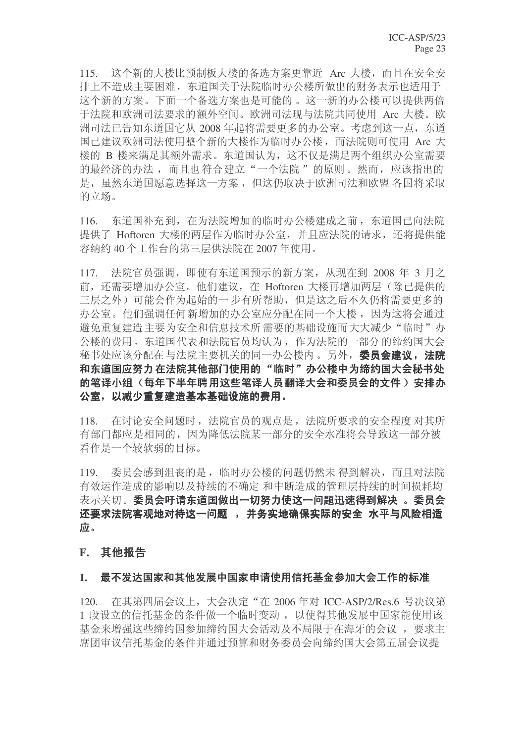115. 这个新的大楼比预制板大楼的备选方案更靠近 Arc 大楼，而且在安全安排上不造成主要困难，东道国关于法院临时办公楼所做出的财务表示也适用于这个新的方案。下面一个备选方案也是可能的。这一新的办公楼可以提供两倍于法院和欧洲司法要求的额外空间。欧洲司法现与法院共同使用 Arc 大楼。欧洲司法已告知东道国它从 2008 年起将需要更多的办公室。考虑到这一点，东道国已建议欧洲司法使用整个新的大楼作为临时办公楼，而法院则可使用 Arc 大楼的 B 楼来满足其额外需求。东道国认为，这不仅是满足两个组织办公室需要的最经济的办法，而且也符合建立"一个法院"的原则。然而，应该指出的是，虽然东道国愿意选择这一方案，但这仍取决于欧洲司法和欧盟各国将采取的立场。

116. 东道国补充到，在为法院增加的临时办公楼建成之前，东道国已向法院提供了 Hoftoren 大楼的两层作为临时办公室，并且应法院的请求，还将提供能容纳约 40 个工作台的第三层供法院在 2007 年使用。

117. 法院官员强调，即使有东道国预示的新方案，从现在到 2008 年 3 月之前，还需要增加办公室。他们建议，在 Hoftoren 大楼再增加两层（除已提供的三层之外）可能会作为起始的一步有所帮助，但是这之后不久仍将需要更多的办公室。他们强调任何新增加的办公室应分配在同一个大楼，因为这将会通过避免重复建造主要为安全和信息技术所需要的基础设施而大大减少"临时"办公楼的费用。东道国代表和法院官员均认为，作为法院的一部分的缔约国大会秘书处应该分配在与法院主要机关的同一办公楼内。另外，**委员会建议，法院和东道国应努力在法院其他部门使用的"临时"办公楼中为缔约国大会秘书处的笔译小组（每年下半年聘用这些笔译人员翻译大会和委员会的文件）安排办公室，以减少重复建造基本基础设施的费用。**

118. 在讨论安全问题时，法院官员的观点是，法院所要求的安全程度对其所有部门都应是相同的，因为降低法院某一部分的安全水准将会导致这一部分被看作是一个较软弱的目标。

119. 委员会感到沮丧的是，临时办公楼的问题仍然未得到解决，而且对法院有效运作造成的影响以及持续的不确定和中断造成的管理层持续的时间损耗均表示关切。**委员会吁请东道国做出一切努力使这一问题迅速得到解决。委员会还要求法院客观地对待这一问题，并务实地确保实际的安全水平与风险相适应。**

## F. 其他报告

### 1. 最不发达国家和其他发展中国家申请使用信托基金参加大会工作的标准

120. 在其第四届会议上，大会决定"在 2006 年对 ICC-ASP/2/Res.6 号决议第 1 段设立的信托基金的条件做一个临时变动，以使得其他发展中国家能使用该基金来增强这些缔约国参加缔约国大会活动及不局限于在海牙的会议，要求主席团审议信托基金的条件并通过预算和财务委员会向缔约国大会第五届会议提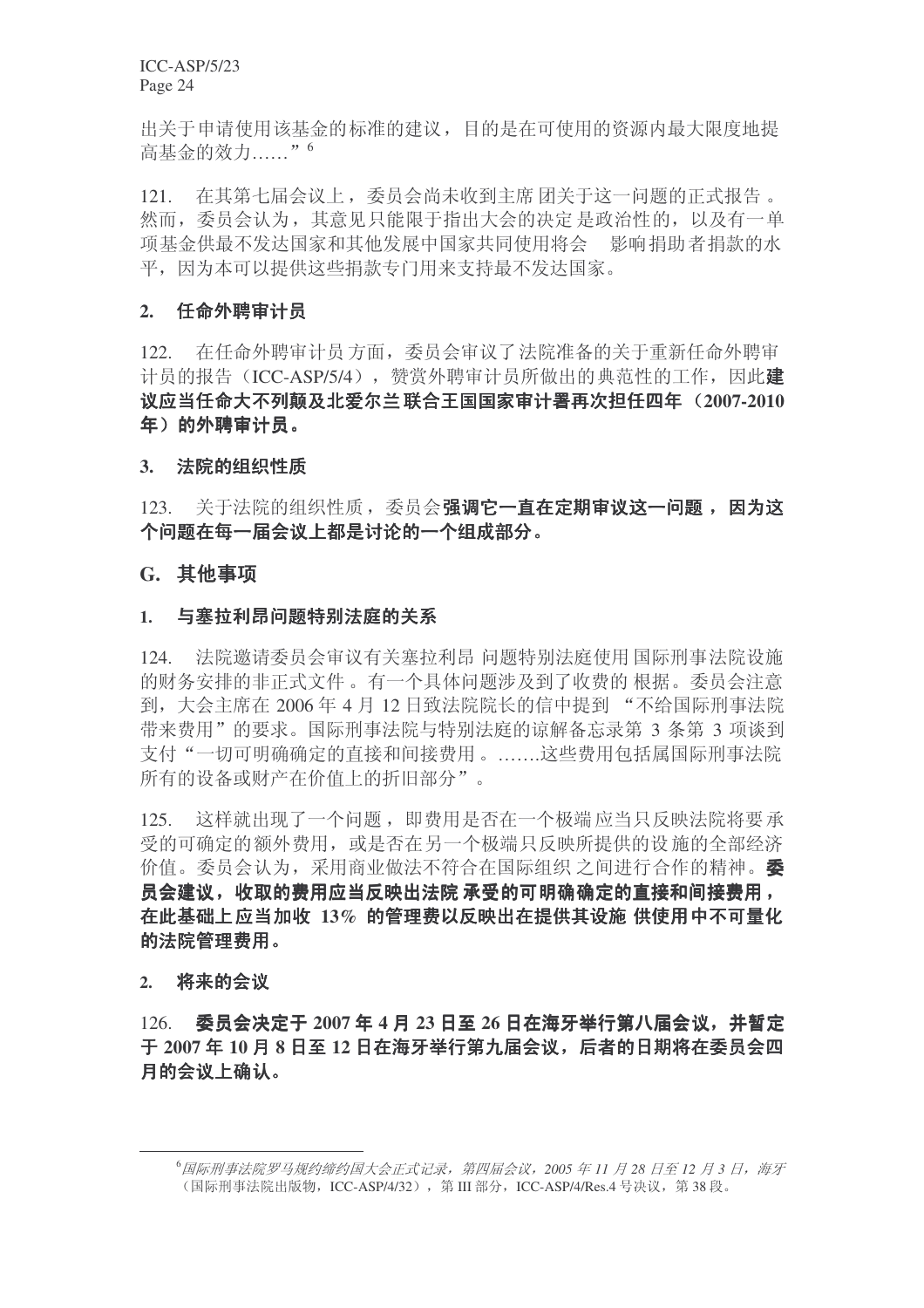出关于申请使用该基金的标准的建议，目的是在可使用的资源内最大限度地提高基金的效力……”[6]

121. 在其第七届会议上，委员会尚未收到主席团关于这一问题的正式报告。然而，委员会认为，其意见只能限于指出大会的决定是政治性的，以及有一单项基金供最不发达国家和其他发展中国家共同使用将会 影响捐助者捐款的水平，因为本可以提供这些捐款专门用来支持最不发达国家。

### 2. 任命外聘审计员

122. 在任命外聘审计员方面，委员会审议了法院准备的关于重新任命外聘审计员的报告（ICC-ASP/5/4），赞赏外聘审计员所做出的典范性的工作，因此**建议应当任命大不列颠及北爱尔兰联合王国国家审计署再次担任四年（2007-2010年）的外聘审计员。**

### 3. 法院的组织性质

123. 关于法院的组织性质，委员会**强调它一直在定期审议这一问题，因为这个问题在每一届会议上都是讨论的一个组成部分。**

## G. 其他事项

### 1. 与塞拉利昂问题特别法庭的关系

124. 法院邀请委员会审议有关塞拉利昂问题特别法庭使用国际刑事法院设施的财务安排的非正式文件。有一个具体问题涉及到了收费的根据。委员会注意到，大会主席在 2006 年 4 月 12 日致法院院长的信中提到“不给国际刑事法院带来费用”的要求。国际刑事法院与特别法庭的谅解备忘录第 3 条第 3 项谈到支付“一切可明确确定的直接和间接费用。…….这些费用包括属国际刑事法院所有的设备或财产在价值上的折旧部分”。

125. 这样就出现了一个问题，即费用是否在一个极端应当只反映法院将要承受的可确定的额外费用，或是否在另一个极端只反映所提供的设施的全部经济价值。委员会认为，采用商业做法不符合在国际组织之间进行合作的精神。**委员会建议，收取的费用应当反映出法院承受的可明确确定的直接和间接费用，在此基础上应当加收 13% 的管理费以反映出在提供其设施供使用中不可量化的法院管理费用。**

### 2. 将来的会议

126. **委员会决定于 2007 年 4 月 23 日至 26 日在海牙举行第八届会议，并暂定于 2007 年 10 月 8 日至 12 日在海牙举行第九届会议，后者的日期将在委员会四月的会议上确认。**

---

[6] *国际刑事法院罗马规约缔约国大会正式记录，第四届会议，2005 年 11 月 28 日至 12 月 3 日，海牙*（国际刑事法院出版物，ICC-ASP/4/32），第 III 部分，ICC-ASP/4/Res.4 号决议，第 38 段。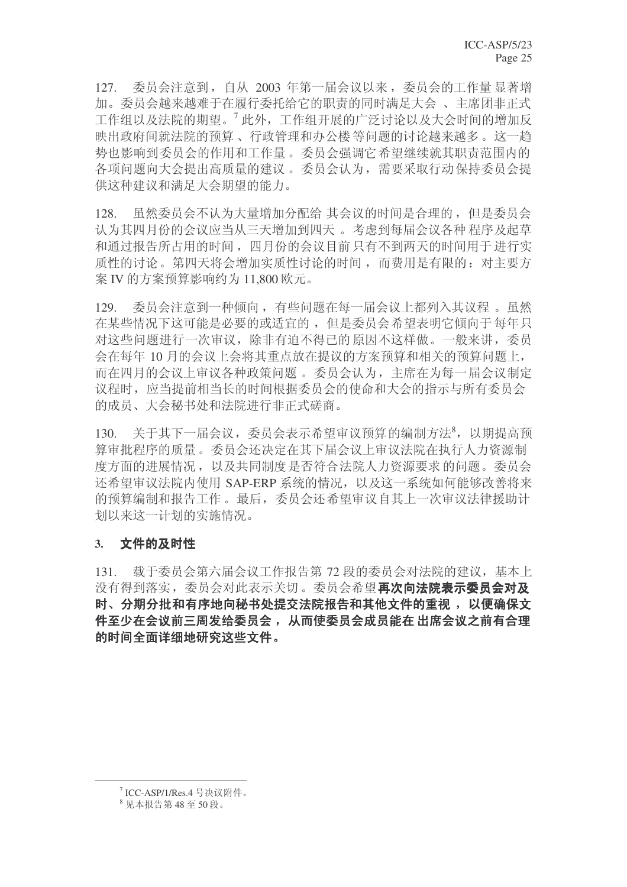127. 委员会注意到，自从 2003 年第一届会议以来，委员会的工作量显著增加。委员会越来越难于在履行委托给它的职责的同时满足大会、主席团非正式工作组以及法院的期望。[7] 此外，工作组开展的广泛讨论以及大会时间的增加反映出政府间就法院的预算、行政管理和办公楼等问题的讨论越来越多。这一趋势也影响到委员会的作用和工作量。委员会强调它希望继续就其职责范围内的各项问题向大会提出高质量的建议。委员会认为，需要采取行动保持委员会提供这种建议和满足大会期望的能力。

128. 虽然委员会不认为大量增加分配给其会议的时间是合理的，但是委员会认为其四月份的会议应当从三天增加到四天。考虑到每届会议各种程序及起草和通过报告所占用的时间，四月份的会议目前只有不到两天的时间用于进行实质性的讨论。第四天将会增加实质性讨论的时间，而费用是有限的：对主要方案 IV 的方案预算影响约为 11,800 欧元。

129. 委员会注意到一种倾向，有些问题在每一届会议上都列入其议程。虽然在某些情况下这可能是必要的或适宜的，但是委员会希望表明它倾向于每年只对这些问题进行一次审议，除非有迫不得已的原因不这样做。一般来讲，委员会在每年 10 月的会议上会将其重点放在提议的方案预算和相关的预算问题上，而在四月的会议上审议各种政策问题。委员会认为，主席在为每一届会议制定议程时，应当提前相当长的时间根据委员会的使命和大会的指示与所有委员会的成员、大会秘书处和法院进行非正式磋商。

130. 关于其下一届会议，委员会表示希望审议预算的编制方法[8]，以期提高预算审批程序的质量。委员会还决定在其下届会议上审议法院在执行人力资源制度方面的进展情况，以及共同制度是否符合法院人力资源要求的问题。委员会还希望审议法院内使用 SAP-ERP 系统的情况，以及这一系统如何能够改善将来的预算编制和报告工作。最后，委员会还希望审议自其上一次审议法律援助计划以来这一计划的实施情况。

### 3. 文件的及时性

131. 载于委员会第六届会议工作报告第 72 段的委员会对法院的建议，基本上没有得到落实，委员会对此表示关切。委员会希望**再次向法院表示委员会对及时、分期分批和有序地向秘书处提交法院报告和其他文件的重视，以便确保文件至少在会议前三周发给委员会，从而使委员会成员能在出席会议之前有合理的时间全面详细地研究这些文件。**

---

[7] ICC-ASP/1/Res.4 号决议附件。

[8] 见本报告第 48 至 50 段。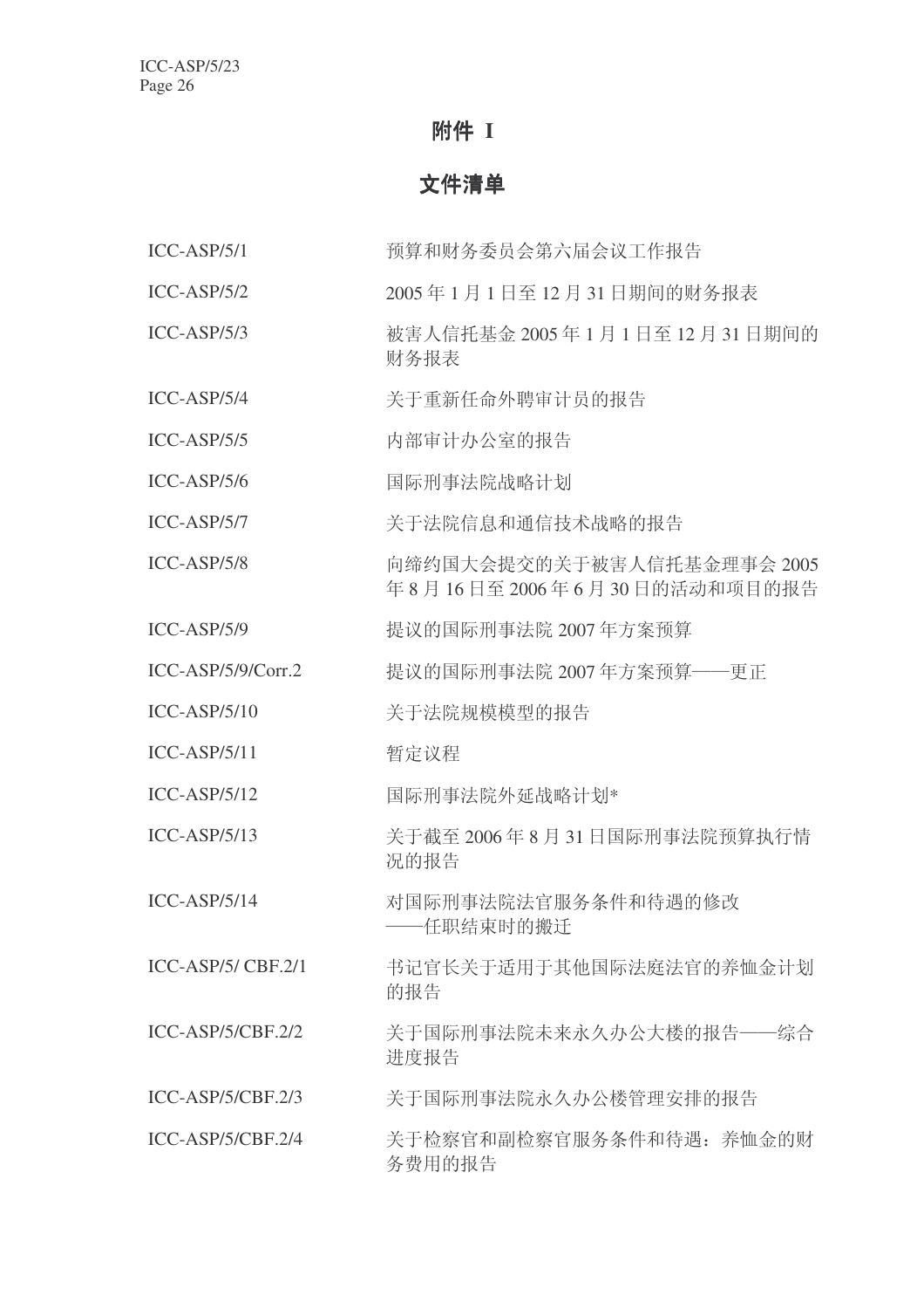# 附件 I

## 文件清单

| | |
|---|---|
| ICC-ASP/5/1 | 预算和财务委员会第六届会议工作报告 |
| ICC-ASP/5/2 | 2005 年 1 月 1 日至 12 月 31 日期间的财务报表 |
| ICC-ASP/5/3 | 被害人信托基金 2005 年 1 月 1 日至 12 月 31 日期间的财务报表 |
| ICC-ASP/5/4 | 关于重新任命外聘审计员的报告 |
| ICC-ASP/5/5 | 内部审计办公室的报告 |
| ICC-ASP/5/6 | 国际刑事法院战略计划 |
| ICC-ASP/5/7 | 关于法院信息和通信技术战略的报告 |
| ICC-ASP/5/8 | 向缔约国大会提交的关于被害人信托基金理事会 2005 年 8 月 16 日至 2006 年 6 月 30 日的活动和项目的报告 |
| ICC-ASP/5/9 | 提议的国际刑事法院 2007 年方案预算 |
| ICC-ASP/5/9/Corr.2 | 提议的国际刑事法院 2007 年方案预算——更正 |
| ICC-ASP/5/10 | 关于法院规模模型的报告 |
| ICC-ASP/5/11 | 暂定议程 |
| ICC-ASP/5/12 | 国际刑事法院外延战略计划* |
| ICC-ASP/5/13 | 关于截至 2006 年 8 月 31 日国际刑事法院预算执行情况的报告 |
| ICC-ASP/5/14 | 对国际刑事法院法官服务条件和待遇的修改——任职结束时的搬迁 |
| ICC-ASP/5/ CBF.2/1 | 书记官长关于适用于其他国际法庭法官的养恤金计划的报告 |
| ICC-ASP/5/CBF.2/2 | 关于国际刑事法院未来永久办公大楼的报告——综合进度报告 |
| ICC-ASP/5/CBF.2/3 | 关于国际刑事法院永久办公楼管理安排的报告 |
| ICC-ASP/5/CBF.2/4 | 关于检察官和副检察官服务条件和待遇：养恤金的财务费用的报告 |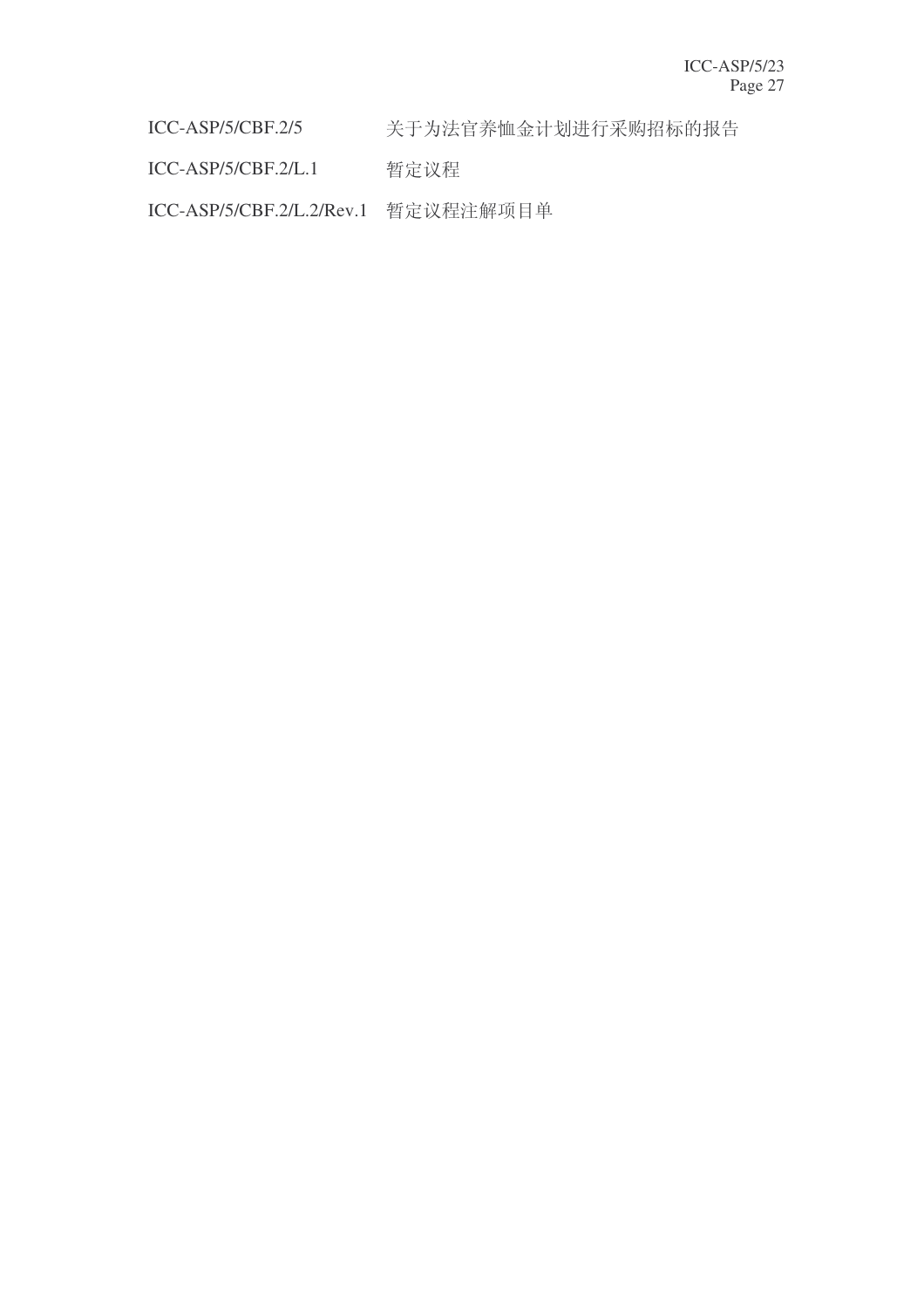| | |
|---|---|
| ICC-ASP/5/CBF.2/5 | 关于为法官养恤金计划进行采购招标的报告 |
| ICC-ASP/5/CBF.2/L.1 | 暂定议程 |
| ICC-ASP/5/CBF.2/L.2/Rev.1 | 暂定议程注解项目单 |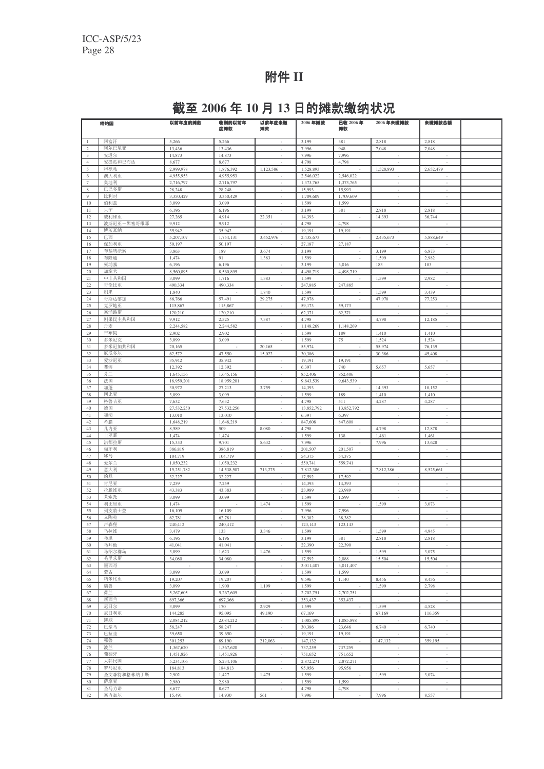# 附件 II

## 截至 2006 年 10 月 13 日的摊款缴纳状况

| | 缔约国 | 以前年度的摊款 | 收到的以前年度摊款 | 以前年度未缴摊款 | 2006 年摊款 | 已收 2006 年摊款 | 2006 年未缴摊款 | 未缴摊款总额 |
|---|---|---|---|---|---|---|---|---|
| 1 | 阿富汗 | 5,266 | 5,266 | - | 3,199 | 381 | 2,818 | 2,818 |
| 2 | 阿尔巴尼亚 | 13,436 | 13,436 | - | 7,996 | 948 | 7,048 | 7,048 |
| 3 | 安道尔 | 14,873 | 14,873 | - | 7,996 | 7,996 | - | - |
| 4 | 安提瓜和巴布达 | 8,677 | 8,677 | - | 4,798 | 4,798 | - | - |
| 5 | 阿根廷 | 2,999,978 | 1,876,392 | 1,123,586 | 1,528,893 | - | 1,528,893 | 2,652,479 |
| 6 | 澳大利亚 | 4,955,953 | 4,955,953 | - | 2,546,022 | 2,546,022 | - | - |
| 7 | 奥地利 | 2,716,797 | 2,716,797 | - | 1,373,765 | 1,373,765 | - | - |
| 8 | 巴巴多斯 | 28,248 | 28,248 | - | 15,993 | 15,993 | - | - |
| 9 | 比利时 | 3,350,429 | 3,350,429 | - | 1,709,609 | 1,709,609 | - | - |
| 10 | 伯利兹 | 3,099 | 3,099 | - | 1,599 | 1,599 | - | - |
| 11 | 贝宁 | 6,196 | 6,196 | - | 3,199 | 381 | 2,818 | 2,818 |
| 12 | 玻利维亚 | 27,265 | 4,914 | 22,351 | 14,393 | - | 14,393 | 36,744 |
| 13 | 波斯尼亚－黑塞哥维那 | 9,912 | 9,912 | - | 4,798 | 4,798 | - | - |
| 14 | 博茨瓦纳 | 35,942 | 35,942 | - | 19,191 | 19,191 | - | - |
| 15 | 巴西 | 5,207,107 | 1,754,131 | 3,452,976 | 2,435,673 | - | 2,435,673 | 5,888,649 |
| 16 | 保加利亚 | 50,197 | 50,197 | - | 27,187 | 27,187 | - | - |
| 17 | 布基纳法索 | 3,863 | 189 | 3,674 | 3,199 | - | 3,199 | 6,873 |
| 18 | 布隆迪 | 1,474 | 91 | 1,383 | 1,599 | - | 1,599 | 2,982 |
| 19 | 柬埔寨 | 6,196 | 6,196 | - | 3,199 | 3,016 | 183 | 183 |
| 20 | 加拿大 | 8,560,895 | 8,560,895 | - | 4,498,719 | 4,498,719 | - | - |
| 21 | 中非共和国 | 3,099 | 1,716 | 1,383 | 1,599 | - | 1,599 | 2,982 |
| 22 | 哥伦比亚 | 490,334 | 490,334 | - | 247,885 | 247,885 | - | - |
| 23 | 刚果 | 1,840 | - | 1,840 | 1,599 | - | 1,599 | 3,439 |
| 24 | 哥斯达黎加 | 86,766 | 57,491 | 29,275 | 47,978 | - | 47,978 | 77,253 |
| 25 | 克罗地亚 | 115,867 | 115,867 | - | 59,173 | 59,173 | - | - |
| 26 | 塞浦路斯 | 120,210 | 120,210 | - | 62,371 | 62,371 | - | - |
| 27 | 刚果民主共和国 | 9,912 | 2,525 | 7,387 | 4,798 | - | 4,798 | 12,185 |
| 28 | 丹麦 | 2,244,582 | 2,244,582 | - | 1,148,269 | 1,148,269 | - | - |
| 29 | 吉布提 | 2,902 | 2,902 | - | 1,599 | 189 | 1,410 | 1,410 |
| 30 | 多米尼克 | 3,099 | 3,099 | - | 1,599 | 75 | 1,524 | 1,524 |
| 31 | 多米尼加共和国 | 20,165 | - | 20,165 | 55,974 | - | 55,974 | 76,139 |
| 32 | 厄瓜多尔 | 62,572 | 47,550 | 15,022 | 30,386 | - | 30,386 | 45,408 |
| 33 | 爱沙尼亚 | 35,942 | 35,942 | - | 19,191 | 19,191 | - | - |
| 34 | 斐济 | 12,392 | 12,392 | - | 6,397 | 740 | 5,657 | 5,657 |
| 35 | 芬兰 | 1,645,156 | 1,645,156 | - | 852,406 | 852,406 | - | - |
| 36 | 法国 | 18,959,201 | 18,959,201 | - | 9,643,539 | 9,643,539 | - | - |
| 37 | 加蓬 | 30,972 | 27,213 | 3,759 | 14,393 | - | 14,393 | 18,152 |
| 38 | 冈比亚 | 3,099 | 3,099 | - | 1,599 | 189 | 1,410 | 1,410 |
| 39 | 格鲁吉亚 | 7,632 | 7,632 | - | 4,798 | 511 | 4,287 | 4,287 |
| 40 | 德国 | 27,532,250 | 27,532,250 | - | 13,852,792 | 13,852,792 | - | - |
| 41 | 加纳 | 13,010 | 13,010 | - | 6,397 | 6,397 | - | - |
| 42 | 希腊 | 1,648,219 | 1,648,219 | - | 847,608 | 847,608 | - | - |
| 43 | 几内亚 | 8,589 | 509 | 8,080 | 4,798 | - | 4,798 | 12,878 |
| 44 | 圭亚那 | 1,474 | 1,474 | - | 1,599 | 138 | 1,461 | 1,461 |
| 45 | 洪都拉斯 | 15,333 | 9,701 | 5,632 | 7,996 | - | 7,996 | 13,628 |
| 46 | 匈牙利 | 386,819 | 386,819 | - | 201,507 | 201,507 | - | - |
| 47 | 冰岛 | 104,719 | 104,719 | - | 54,375 | 54,375 | - | - |
| 48 | 爱尔兰 | 1,050,232 | 1,050,232 | - | 559,741 | 559,741 | - | - |
| 49 | 意大利 | 15,251,782 | 14,538,507 | 713,275 | 7,812,386 | - | 7,812,386 | 8,525,661 |
| 50 | 约旦 | 32,227 | 32,227 | - | 17,592 | 17,592 | - | - |
| 51 | 肯尼亚 | 7,259 | 7,259 | - | 14,393 | 14,393 | - | - |
| 52 | 拉脱维亚 | 43,383 | 43,383 | - | 23,989 | 23,989 | - | - |
| 53 | 莱索托 | 3,099 | 3,099 | - | 1,599 | 1,599 | - | - |
| 54 | 利比里亚 | 1,474 | - | 1,474 | 1,599 | - | 1,599 | 3,073 |
| 55 | 列支敦士登 | 16,109 | 16,109 | - | 7,996 | 7,996 | - | - |
| 56 | 立陶宛 | 62,781 | 62,781 | - | 38,382 | 38,382 | - | - |
| 57 | 卢森堡 | 240,412 | 240,412 | - | 123,143 | 123,143 | - | - |
| 58 | 马拉维 | 3,479 | 133 | 3,346 | 1,599 | - | 1,599 | 4,945 |
| 59 | 马里 | 6,196 | 6,196 | - | 3,199 | 381 | 2,818 | 2,818 |
| 60 | 马耳他 | 41,041 | 41,041 | - | 22,390 | 22,390 | - | - |
| 61 | 马绍尔群岛 | 3,099 | 1,623 | 1,476 | 1,599 | - | 1,599 | 3,075 |
| 62 | 毛里求斯 | 34,080 | 34,080 | - | 17,592 | 2,088 | 15,504 | 15,504 |
| 63 | 墨西哥 | - | - | - | 3,011,407 | 3,011,407 | - | - |
| 64 | 蒙古 | 3,099 | 3,099 | - | 1,599 | 1,599 | - | - |
| 65 | 纳米比亚 | 19,207 | 19,207 | - | 9,596 | 1,140 | 8,456 | 8,456 |
| 66 | 瑙鲁 | 3,099 | 1,900 | 1,199 | 1,599 | - | 1,599 | 2,798 |
| 67 | 荷兰 | 5,267,605 | 5,267,605 | - | 2,702,751 | 2,702,751 | - | - |
| 68 | 新西兰 | 697,366 | 697,366 | - | 353,437 | 353,437 | - | - |
| 69 | 尼日尔 | 3,099 | 170 | 2,929 | 1,599 | - | 1,599 | 4,528 |
| 70 | 尼日利亚 | 144,285 | 95,095 | 49,190 | 67,169 | - | 67,169 | 116,359 |
| 71 | 挪威 | 2,084,212 | 2,084,212 | - | 1,085,898 | 1,085,898 | - | - |
| 72 | 巴拿马 | 58,247 | 58,247 | - | 30,386 | 23,646 | 6,740 | 6,740 |
| 73 | 巴拉圭 | 39,650 | 39,650 | - | 19,191 | 19,191 | - | - |
| 74 | 秘鲁 | 301,253 | 89,190 | 212,063 | 147,132 | - | 147,132 | 359,195 |
| 75 | 波兰 | 1,367,620 | 1,367,620 | - | 737,259 | 737,259 | - | - |
| 76 | 葡萄牙 | 1,451,826 | 1,451,826 | - | 751,652 | 751,652 | - | - |
| 77 | 大韩民国 | 5,234,106 | 5,234,106 | - | 2,872,271 | 2,872,271 | - | - |
| 78 | 罗马尼亚 | 184,813 | 184,813 | - | 95,956 | 95,956 | - | - |
| 79 | 圣文森特和格林纳丁斯 | 2,902 | 1,427 | 1,475 | 1,599 | - | 1,599 | 3,074 |
| 80 | 萨摩亚 | 2,980 | 2,980 | - | 1,599 | 1,599 | - | - |
| 81 | 圣马力诺 | 8,677 | 8,677 | - | 4,798 | 4,798 | - | - |
| 82 | 塞内加尔 | 15,491 | 14,930 | 561 | 7,996 | - | 7,996 | 8,557 |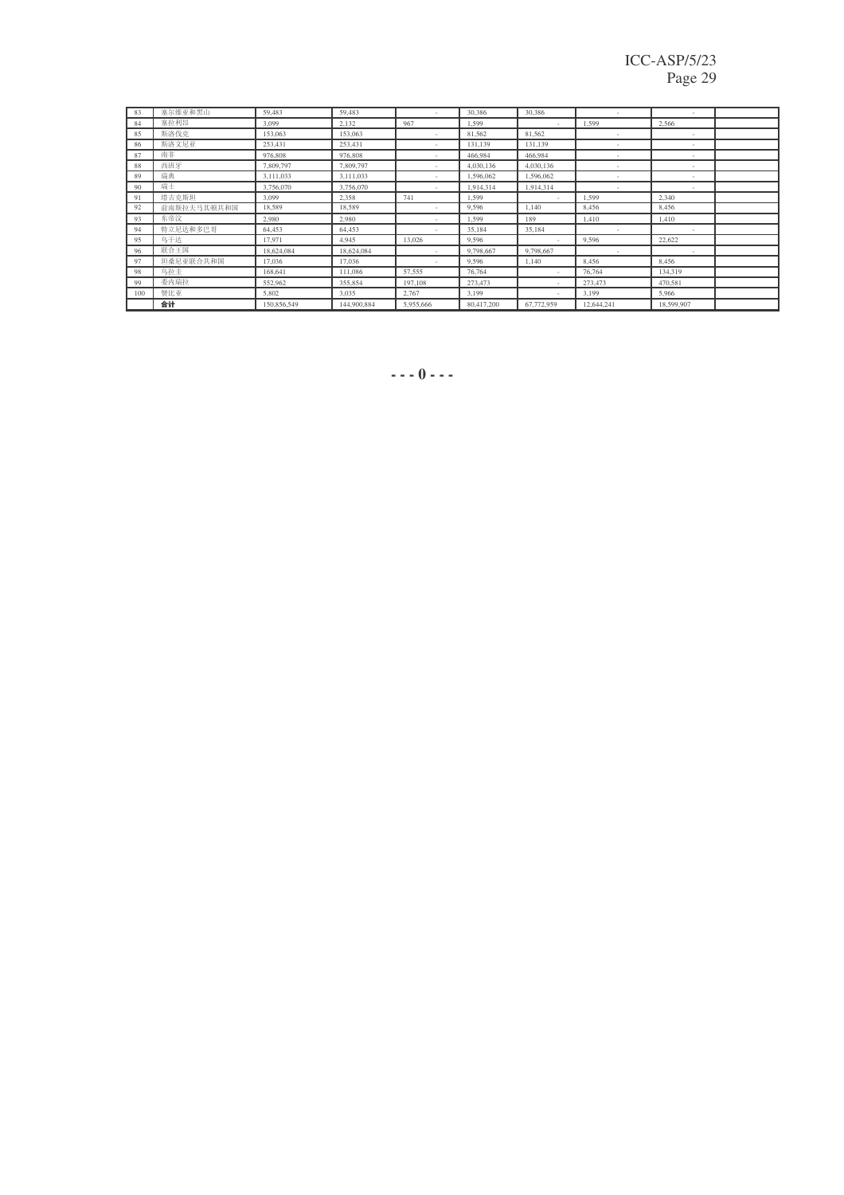| | | | | | | | | | |
|---|---|---|---|---|---|---|---|---|---|
| 83 | 塞尔维亚和黑山 | 59,483 | 59,483 | - | 30,386 | 30,386 | - | - | |
| 84 | 塞拉利昂 | 3,099 | 2,132 | 967 | 1,599 | - | 1,599 | 2,566 | |
| 85 | 斯洛伐克 | 153,063 | 153,063 | - | 81,562 | 81,562 | - | - | |
| 86 | 斯洛文尼亚 | 253,431 | 253,431 | - | 131,139 | 131,139 | - | - | |
| 87 | 南非 | 976,808 | 976,808 | - | 466,984 | 466,984 | - | - | |
| 88 | 西班牙 | 7,809,797 | 7,809,797 | - | 4,030,136 | 4,030,136 | - | - | |
| 89 | 瑞典 | 3,111,033 | 3,111,033 | - | 1,596,062 | 1,596,062 | - | - | |
| 90 | 瑞士 | 3,756,070 | 3,756,070 | - | 1,914,314 | 1,914,314 | - | - | |
| 91 | 塔吉克斯坦 | 3,099 | 2,358 | 741 | 1,599 | - | 1,599 | 2,340 | |
| 92 | 前南斯拉夫马其顿共和国 | 18,589 | 18,589 | - | 9,596 | 1,140 | 8,456 | 8,456 | |
| 93 | 东帝汶 | 2,980 | 2,980 | - | 1,599 | 189 | 1,410 | 1,410 | |
| 94 | 特立尼达和多巴哥 | 64,453 | 64,453 | - | 35,184 | 35,184 | - | - | |
| 95 | 乌干达 | 17,971 | 4,945 | 13,026 | 9,596 | - | 9,596 | 22,622 | |
| 96 | 联合王国 | 18,624,084 | 18,624,084 | - | 9,798,667 | 9,798,667 | - | - | |
| 97 | 坦桑尼亚联合共和国 | 17,036 | 17,036 | - | 9,596 | 1,140 | 8,456 | 8,456 | |
| 98 | 乌拉圭 | 168,641 | 111,086 | 57,555 | 76,764 | - | 76,764 | 134,319 | |
| 99 | 委内瑞拉 | 552,962 | 355,854 | 197,108 | 273,473 | - | 273,473 | 470,581 | |
| 100 | 赞比亚 | 5,802 | 3,035 | 2,767 | 3,199 | - | 3,199 | 5,966 | |
| | **合计** | 150,856,549 | 144,900,884 | 5,955,666 | 80,417,200 | 67,772,959 | 12,644,241 | 18,599,907 | |

- - - 0 - - -